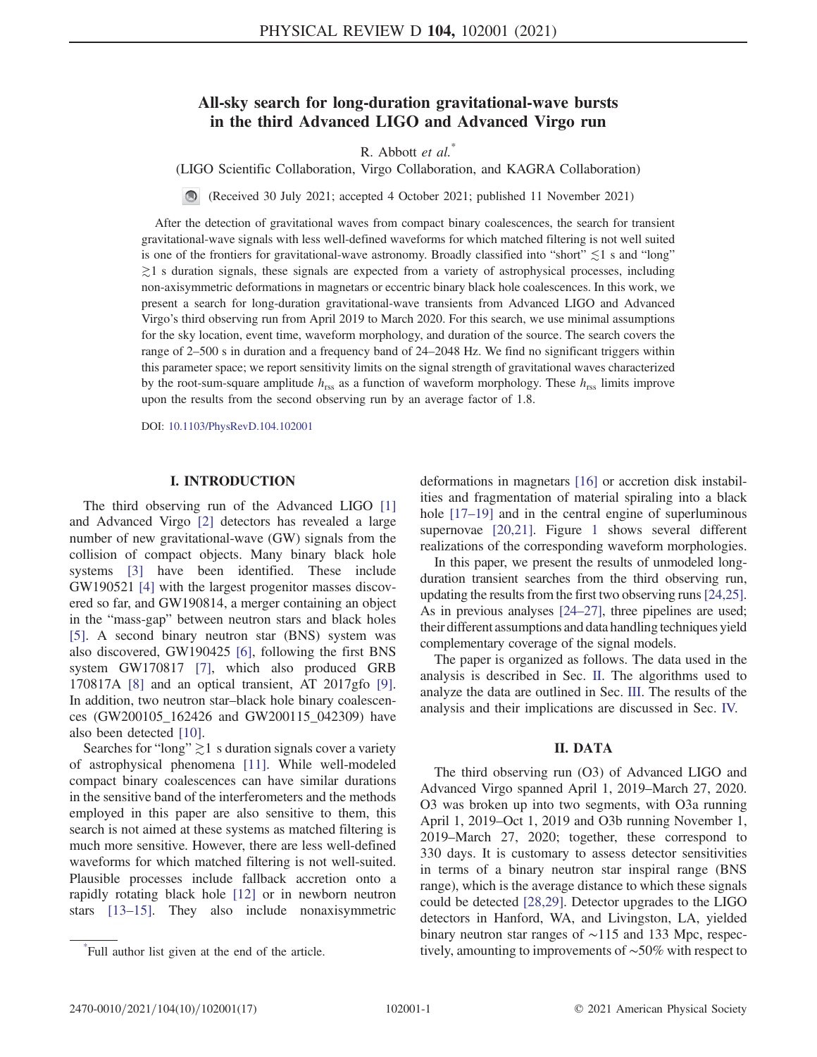# All-sky search for long-duration gravitational-wave bursts in the third Advanced LIGO and Advanced Virgo run

R. Abbott *et al.*[*]

(LIGO Scientific Collaboration, Virgo Collaboration, and KAGRA Collaboration)

(Received 30 July 2021; accepted 4 October 2021; published 11 November 2021)

After the detection of gravitational waves from compact binary coalescences, the search for transient gravitational-wave signals with less well-defined waveforms for which matched filtering is not well suited is one of the frontiers for gravitational-wave astronomy. Broadly classified into "short" $\lesssim 1$ s and "long" $\gtrsim 1$ s duration signals, these signals are expected from a variety of astrophysical processes, including non-axisymmetric deformations in magnetars or eccentric binary black hole coalescences. In this work, we present a search for long-duration gravitational-wave transients from Advanced LIGO and Advanced Virgo's third observing run from April 2019 to March 2020. For this search, we use minimal assumptions for the sky location, event time, waveform morphology, and duration of the source. The search covers the range of 2–500 s in duration and a frequency band of 24–2048 Hz. We find no significant triggers within this parameter space; we report sensitivity limits on the signal strength of gravitational waves characterized by the root-sum-square amplitude $h_{\mathrm{rss}}$ as a function of waveform morphology. These $h_{\mathrm{rss}}$ limits improve upon the results from the second observing run by an average factor of 1.8.

DOI: 10.1103/PhysRevD.104.102001

## I. INTRODUCTION

The third observing run of the Advanced LIGO [1] and Advanced Virgo [2] detectors has revealed a large number of new gravitational-wave (GW) signals from the collision of compact objects. Many binary black hole systems [3] have been identified. These include GW190521 [4] with the largest progenitor masses discovered so far, and GW190814, a merger containing an object in the "mass-gap" between neutron stars and black holes [5]. A second binary neutron star (BNS) system was also discovered, GW190425 [6], following the first BNS system GW170817 [7], which also produced GRB 170817A [8] and an optical transient, AT 2017gfo [9]. In addition, two neutron star–black hole binary coalescences (GW200105_162426 and GW200115_042309) have also been detected [10].

Searches for "long" $\gtrsim 1$ s duration signals cover a variety of astrophysical phenomena [11]. While well-modeled compact binary coalescences can have similar durations in the sensitive band of the interferometers and the methods employed in this paper are also sensitive to them, this search is not aimed at these systems as matched filtering is much more sensitive. However, there are less well-defined waveforms for which matched filtering is not well-suited. Plausible processes include fallback accretion onto a rapidly rotating black hole [12] or in newborn neutron stars [13–15]. They also include nonaxisymmetric deformations in magnetars [16] or accretion disk instabilities and fragmentation of material spiraling into a black hole [17–19] and in the central engine of superluminous supernovae [20,21]. Figure 1 shows several different realizations of the corresponding waveform morphologies.

In this paper, we present the results of unmodeled long-duration transient searches from the third observing run, updating the results from the first two observing runs [24,25]. As in previous analyses [24–27], three pipelines are used; their different assumptions and data handling techniques yield complementary coverage of the signal models.

The paper is organized as follows. The data used in the analysis is described in Sec. II. The algorithms used to analyze the data are outlined in Sec. III. The results of the analysis and their implications are discussed in Sec. IV.

## II. DATA

The third observing run (O3) of Advanced LIGO and Advanced Virgo spanned April 1, 2019–March 27, 2020. O3 was broken up into two segments, with O3a running April 1, 2019–Oct 1, 2019 and O3b running November 1, 2019–March 27, 2020; together, these correspond to 330 days. It is customary to assess detector sensitivities in terms of a binary neutron star inspiral range (BNS range), which is the average distance to which these signals could be detected [28,29]. Detector upgrades to the LIGO detectors in Hanford, WA, and Livingston, LA, yielded binary neutron star ranges of ∼115 and 133 Mpc, respectively, amounting to improvements of ∼50% with respect to

[*] Full author list given at the end of the article.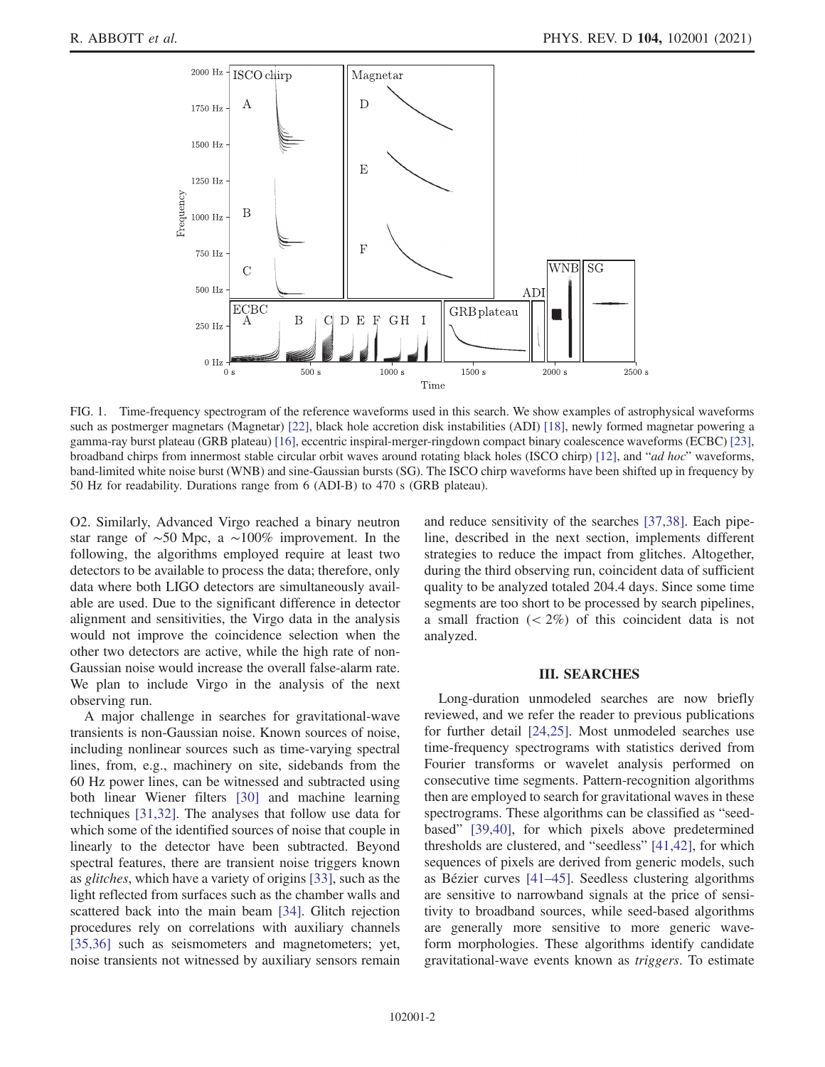FIG. 1. Time-frequency spectrogram of the reference waveforms used in this search. We show examples of astrophysical waveforms such as postmerger magnetars (Magnetar) [22], black hole accretion disk instabilities (ADI) [18], newly formed magnetar powering a gamma-ray burst plateau (GRB plateau) [16], eccentric inspiral-merger-ringdown compact binary coalescence waveforms (ECBC) [23], broadband chirps from innermost stable circular orbit waves around rotating black holes (ISCO chirp) [12], and "*ad hoc*" waveforms, band-limited white noise burst (WNB) and sine-Gaussian bursts (SG). The ISCO chirp waveforms have been shifted up in frequency by 50 Hz for readability. Durations range from 6 (ADI-B) to 470 s (GRB plateau).

O2. Similarly, Advanced Virgo reached a binary neutron star range of ∼50 Mpc, a ∼100% improvement. In the following, the algorithms employed require at least two detectors to be available to process the data; therefore, only data where both LIGO detectors are simultaneously available are used. Due to the significant difference in detector alignment and sensitivities, the Virgo data in the analysis would not improve the coincidence selection when the other two detectors are active, while the high rate of non-Gaussian noise would increase the overall false-alarm rate. We plan to include Virgo in the analysis of the next observing run.

A major challenge in searches for gravitational-wave transients is non-Gaussian noise. Known sources of noise, including nonlinear sources such as time-varying spectral lines, from, e.g., machinery on site, sidebands from the 60 Hz power lines, can be witnessed and subtracted using both linear Wiener filters [30] and machine learning techniques [31,32]. The analyses that follow use data for which some of the identified sources of noise that couple in linearly to the detector have been subtracted. Beyond spectral features, there are transient noise triggers known as *glitches*, which have a variety of origins [33], such as the light reflected from surfaces such as the chamber walls and scattered back into the main beam [34]. Glitch rejection procedures rely on correlations with auxiliary channels [35,36] such as seismometers and magnetometers; yet, noise transients not witnessed by auxiliary sensors remain and reduce sensitivity of the searches [37,38]. Each pipeline, described in the next section, implements different strategies to reduce the impact from glitches. Altogether, during the third observing run, coincident data of sufficient quality to be analyzed totaled 204.4 days. Since some time segments are too short to be processed by search pipelines, a small fraction ($< 2\%$) of this coincident data is not analyzed.

## III. SEARCHES

Long-duration unmodeled searches are now briefly reviewed, and we refer the reader to previous publications for further detail [24,25]. Most unmodeled searches use time-frequency spectrograms with statistics derived from Fourier transforms or wavelet analysis performed on consecutive time segments. Pattern-recognition algorithms then are employed to search for gravitational waves in these spectrograms. These algorithms can be classified as "seed-based" [39,40], for which pixels above predetermined thresholds are clustered, and "seedless" [41,42], for which sequences of pixels are derived from generic models, such as Bézier curves [41–45]. Seedless clustering algorithms are sensitive to narrowband signals at the price of sensitivity to broadband sources, while seed-based algorithms are generally more sensitive to more generic waveform morphologies. These algorithms identify candidate gravitational-wave events known as *triggers*. To estimate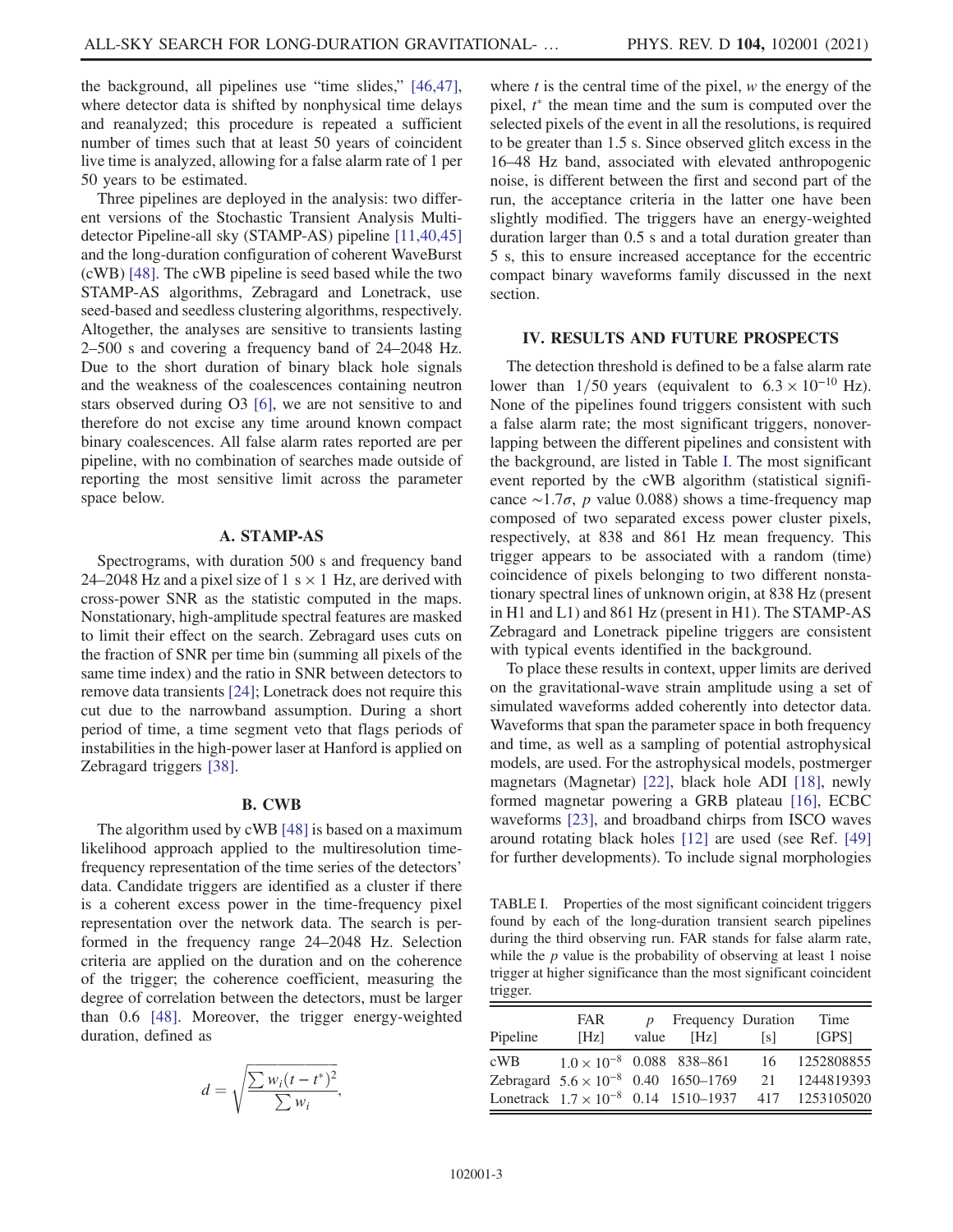the background, all pipelines use "time slides," [46,47], where detector data is shifted by nonphysical time delays and reanalyzed; this procedure is repeated a sufficient number of times such that at least 50 years of coincident live time is analyzed, allowing for a false alarm rate of 1 per 50 years to be estimated.

Three pipelines are deployed in the analysis: two different versions of the Stochastic Transient Analysis Multi-detector Pipeline-all sky (STAMP-AS) pipeline [11,40,45] and the long-duration configuration of coherent WaveBurst (cWB) [48]. The cWB pipeline is seed based while the two STAMP-AS algorithms, Zebragard and Lonetrack, use seed-based and seedless clustering algorithms, respectively. Altogether, the analyses are sensitive to transients lasting 2–500 s and covering a frequency band of 24–2048 Hz. Due to the short duration of binary black hole signals and the weakness of the coalescences containing neutron stars observed during O3 [6], we are not sensitive to and therefore do not excise any time around known compact binary coalescences. All false alarm rates reported are per pipeline, with no combination of searches made outside of reporting the most sensitive limit across the parameter space below.

### A. STAMP-AS

Spectrograms, with duration 500 s and frequency band 24–2048 Hz and a pixel size of 1 s × 1 Hz, are derived with cross-power SNR as the statistic computed in the maps. Nonstationary, high-amplitude spectral features are masked to limit their effect on the search. Zebragard uses cuts on the fraction of SNR per time bin (summing all pixels of the same time index) and the ratio in SNR between detectors to remove data transients [24]; Lonetrack does not require this cut due to the narrowband assumption. During a short period of time, a time segment veto that flags periods of instabilities in the high-power laser at Hanford is applied on Zebragard triggers [38].

### B. CWB

The algorithm used by cWB [48] is based on a maximum likelihood approach applied to the multiresolution time-frequency representation of the time series of the detectors' data. Candidate triggers are identified as a cluster if there is a coherent excess power in the time-frequency pixel representation over the network data. The search is performed in the frequency range 24–2048 Hz. Selection criteria are applied on the duration and on the coherence of the trigger; the coherence coefficient, measuring the degree of correlation between the detectors, must be larger than 0.6 [48]. Moreover, the trigger energy-weighted duration, defined as

$$d = \sqrt{\frac{\sum w_i (t - t^*)^2}{\sum w_i}},$$

where $t$ is the central time of the pixel, $w$ the energy of the pixel, $t^*$ the mean time and the sum is computed over the selected pixels of the event in all the resolutions, is required to be greater than 1.5 s. Since observed glitch excess in the 16–48 Hz band, associated with elevated anthropogenic noise, is different between the first and second part of the run, the acceptance criteria in the latter one have been slightly modified. The triggers have an energy-weighted duration larger than 0.5 s and a total duration greater than 5 s, this to ensure increased acceptance for the eccentric compact binary waveforms family discussed in the next section.

## IV. RESULTS AND FUTURE PROSPECTS

The detection threshold is defined to be a false alarm rate lower than 1/50 years (equivalent to $6.3 \times 10^{-10}$ Hz). None of the pipelines found triggers consistent with such a false alarm rate; the most significant triggers, nonoverlapping between the different pipelines and consistent with the background, are listed in Table I. The most significant event reported by the cWB algorithm (statistical significance $\sim 1.7\sigma$, $p$ value 0.088) shows a time-frequency map composed of two separated excess power cluster pixels, respectively, at 838 and 861 Hz mean frequency. This trigger appears to be associated with a random (time) coincidence of pixels belonging to two different nonstationary spectral lines of unknown origin, at 838 Hz (present in H1 and L1) and 861 Hz (present in H1). The STAMP-AS Zebragard and Lonetrack pipeline triggers are consistent with typical events identified in the background.

To place these results in context, upper limits are derived on the gravitational-wave strain amplitude using a set of simulated waveforms added coherently into detector data. Waveforms that span the parameter space in both frequency and time, as well as a sampling of potential astrophysical models, are used. For the astrophysical models, postmerger magnetars (Magnetar) [22], black hole ADI [18], newly formed magnetar powering a GRB plateau [16], ECBC waveforms [23], and broadband chirps from ISCO waves around rotating black holes [12] are used (see Ref. [49] for further developments). To include signal morphologies

TABLE I. Properties of the most significant coincident triggers found by each of the long-duration transient search pipelines during the third observing run. FAR stands for false alarm rate, while the $p$ value is the probability of observing at least 1 noise trigger at higher significance than the most significant coincident trigger.

| Pipeline | FAR [Hz] | $p$ value | Frequency [Hz] | Duration [s] | Time [GPS] |
|---|---|---|---|---|---|
| cWB | $1.0 \times 10^{-8}$ | 0.088 | 838–861 | 16 | 1252808855 |
| Zebragard | $5.6 \times 10^{-8}$ | 0.40 | 1650–1769 | 21 | 1244819393 |
| Lonetrack | $1.7 \times 10^{-8}$ | 0.14 | 1510–1937 | 417 | 1253105020 |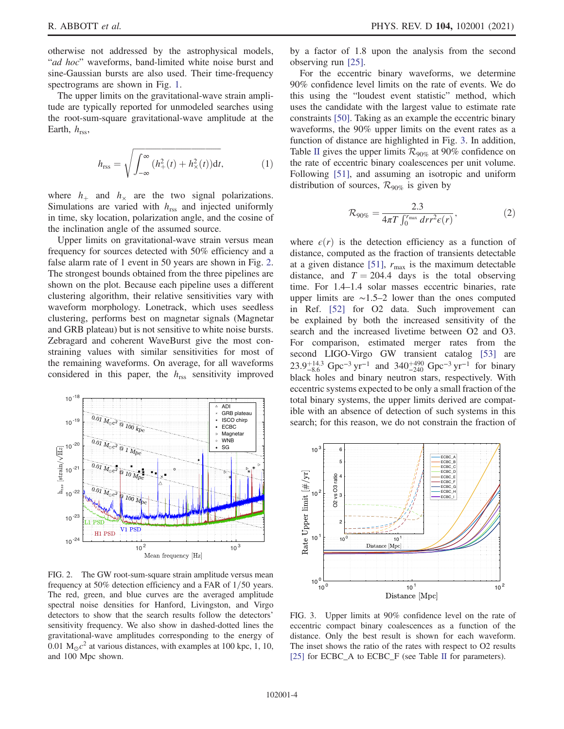otherwise not addressed by the astrophysical models, "*ad hoc*" waveforms, band-limited white noise burst and sine-Gaussian bursts are also used. Their time-frequency spectrograms are shown in Fig. 1.

The upper limits on the gravitational-wave strain amplitude are typically reported for unmodeled searches using the root-sum-square gravitational-wave amplitude at the Earth, $h_{\rm rss}$,

$$h_{\rm rss} = \sqrt{\int_{-\infty}^{\infty} (h_+^2(t) + h_\times^2(t)) \mathrm{d}t}, \tag{1}$$

where $h_+$ and $h_\times$ are the two signal polarizations. Simulations are varied with $h_{\rm rss}$ and injected uniformly in time, sky location, polarization angle, and the cosine of the inclination angle of the assumed source.

Upper limits on gravitational-wave strain versus mean frequency for sources detected with 50% efficiency and a false alarm rate of 1 event in 50 years are shown in Fig. 2. The strongest bounds obtained from the three pipelines are shown on the plot. Because each pipeline uses a different clustering algorithm, their relative sensitivities vary with waveform morphology. Lonetrack, which uses seedless clustering, performs best on magnetar signals (Magnetar and GRB plateau) but is not sensitive to white noise bursts. Zebragard and coherent WaveBurst give the most constraining values with similar sensitivities for most of the remaining waveforms. On average, for all waveforms considered in this paper, the $h_{\rm rss}$ sensitivity improved by a factor of 1.8 upon the analysis from the second observing run [25].

FIG. 2. The GW root-sum-square strain amplitude versus mean frequency at 50% detection efficiency and a FAR of 1/50 years. The red, green, and blue curves are the averaged amplitude spectral noise densities for Hanford, Livingston, and Virgo detectors to show that the search results follow the detectors' sensitivity frequency. We also show in dashed-dotted lines the gravitational-wave amplitudes corresponding to the energy of 0.01 $M_\odot c^2$ at various distances, with examples at 100 kpc, 1, 10, and 100 Mpc shown.

For the eccentric binary waveforms, we determine 90% confidence level limits on the rate of events. We do this using the "loudest event statistic" method, which uses the candidate with the largest value to estimate rate constraints [50]. Taking as an example the eccentric binary waveforms, the 90% upper limits on the event rates as a function of distance are highlighted in Fig. 3. In addition, Table II gives the upper limits $\mathcal{R}_{90\%}$ at 90% confidence on the rate of eccentric binary coalescences per unit volume. Following [51], and assuming an isotropic and uniform distribution of sources, $\mathcal{R}_{90\%}$ is given by

$$\mathcal{R}_{90\%} = \frac{2.3}{4\pi T \int_0^{r_{\rm max}} dr r^2 \epsilon(r)}, \tag{2}$$

where $\epsilon(r)$ is the detection efficiency as a function of distance, computed as the fraction of transients detectable at a given distance [51], $r_{\rm max}$ is the maximum detectable distance, and $T = 204.4$ days is the total observing time. For 1.4–1.4 solar masses eccentric binaries, rate upper limits are ~1.5–2 lower than the ones computed in Ref. [52] for O2 data. Such improvement can be explained by both the increased sensitivity of the search and the increased livetime between O2 and O3. For comparison, estimated merger rates from the second LIGO-Virgo GW transient catalog [53] are $23.9^{+14.3}_{-8.6}$ Gpc$^{-3}$ yr$^{-1}$ and $340^{+490}_{-240}$ Gpc$^{-3}$ yr$^{-1}$ for binary black holes and binary neutron stars, respectively. With eccentric systems expected to be only a small fraction of the total binary systems, the upper limits derived are compatible with an absence of detection of such systems in this search; for this reason, we do not constrain the fraction of

FIG. 3. Upper limits at 90% confidence level on the rate of eccentric compact binary coalescences as a function of the distance. Only the best result is shown for each waveform. The inset shows the ratio of the rates with respect to O2 results [25] for ECBC_A to ECBC_F (see Table II for parameters).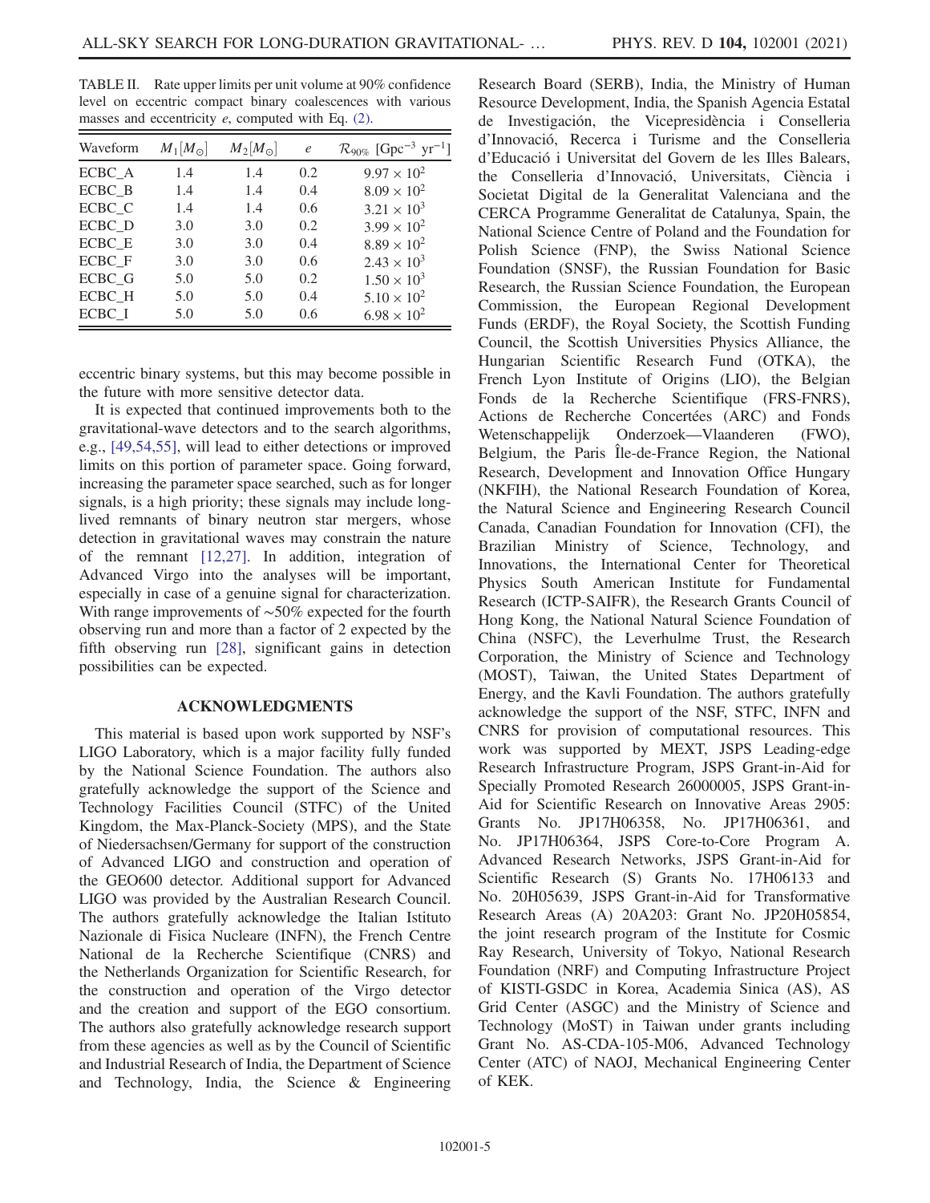TABLE II. Rate upper limits per unit volume at 90% confidence level on eccentric compact binary coalescences with various masses and eccentricity $e$, computed with Eq. (2).

| Waveform | $M_1[M_\odot]$ | $M_2[M_\odot]$ | $e$ | $\mathcal{R}_{90\%}$ [Gpc$^{-3}$ yr$^{-1}$] |
|---|---|---|---|---|
| ECBC_A | 1.4 | 1.4 | 0.2 | $9.97 \times 10^2$ |
| ECBC_B | 1.4 | 1.4 | 0.4 | $8.09 \times 10^2$ |
| ECBC_C | 1.4 | 1.4 | 0.6 | $3.21 \times 10^3$ |
| ECBC_D | 3.0 | 3.0 | 0.2 | $3.99 \times 10^2$ |
| ECBC_E | 3.0 | 3.0 | 0.4 | $8.89 \times 10^2$ |
| ECBC_F | 3.0 | 3.0 | 0.6 | $2.43 \times 10^3$ |
| ECBC_G | 5.0 | 5.0 | 0.2 | $1.50 \times 10^3$ |
| ECBC_H | 5.0 | 5.0 | 0.4 | $5.10 \times 10^2$ |
| ECBC_I | 5.0 | 5.0 | 0.6 | $6.98 \times 10^2$ |

eccentric binary systems, but this may become possible in the future with more sensitive detector data.

It is expected that continued improvements both to the gravitational-wave detectors and to the search algorithms, e.g., [49,54,55], will lead to either detections or improved limits on this portion of parameter space. Going forward, increasing the parameter space searched, such as for longer signals, is a high priority; these signals may include long-lived remnants of binary neutron star mergers, whose detection in gravitational waves may constrain the nature of the remnant [12,27]. In addition, integration of Advanced Virgo into the analyses will be important, especially in case of a genuine signal for characterization. With range improvements of ∼50% expected for the fourth observing run and more than a factor of 2 expected by the fifth observing run [28], significant gains in detection possibilities can be expected.

## ACKNOWLEDGMENTS

This material is based upon work supported by NSF's LIGO Laboratory, which is a major facility fully funded by the National Science Foundation. The authors also gratefully acknowledge the support of the Science and Technology Facilities Council (STFC) of the United Kingdom, the Max-Planck-Society (MPS), and the State of Niedersachsen/Germany for support of the construction of Advanced LIGO and construction and operation of the GEO600 detector. Additional support for Advanced LIGO was provided by the Australian Research Council. The authors gratefully acknowledge the Italian Istituto Nazionale di Fisica Nucleare (INFN), the French Centre National de la Recherche Scientifique (CNRS) and the Netherlands Organization for Scientific Research, for the construction and operation of the Virgo detector and the creation and support of the EGO consortium. The authors also gratefully acknowledge research support from these agencies as well as by the Council of Scientific and Industrial Research of India, the Department of Science and Technology, India, the Science & Engineering Research Board (SERB), India, the Ministry of Human Resource Development, India, the Spanish Agencia Estatal de Investigación, the Vicepresidència i Conselleria d'Innovació, Recerca i Turisme and the Conselleria d'Educació i Universitat del Govern de les Illes Balears, the Conselleria d'Innovació, Universitats, Ciència i Societat Digital de la Generalitat Valenciana and the CERCA Programme Generalitat de Catalunya, Spain, the National Science Centre of Poland and the Foundation for Polish Science (FNP), the Swiss National Science Foundation (SNSF), the Russian Foundation for Basic Research, the Russian Science Foundation, the European Commission, the European Regional Development Funds (ERDF), the Royal Society, the Scottish Funding Council, the Scottish Universities Physics Alliance, the Hungarian Scientific Research Fund (OTKA), the French Lyon Institute of Origins (LIO), the Belgian Fonds de la Recherche Scientifique (FRS-FNRS), Actions de Recherche Concertées (ARC) and Fonds Wetenschappelijk Onderzoek—Vlaanderen (FWO), Belgium, the Paris Île-de-France Region, the National Research, Development and Innovation Office Hungary (NKFIH), the National Research Foundation of Korea, the Natural Science and Engineering Research Council Canada, Canadian Foundation for Innovation (CFI), the Brazilian Ministry of Science, Technology, and Innovations, the International Center for Theoretical Physics South American Institute for Fundamental Research (ICTP-SAIFR), the Research Grants Council of Hong Kong, the National Natural Science Foundation of China (NSFC), the Leverhulme Trust, the Research Corporation, the Ministry of Science and Technology (MOST), Taiwan, the United States Department of Energy, and the Kavli Foundation. The authors gratefully acknowledge the support of the NSF, STFC, INFN and CNRS for provision of computational resources. This work was supported by MEXT, JSPS Leading-edge Research Infrastructure Program, JSPS Grant-in-Aid for Specially Promoted Research 26000005, JSPS Grant-in-Aid for Scientific Research on Innovative Areas 2905: Grants No. JP17H06358, No. JP17H06361, and No. JP17H06364, JSPS Core-to-Core Program A. Advanced Research Networks, JSPS Grant-in-Aid for Scientific Research (S) Grants No. 17H06133 and No. 20H05639, JSPS Grant-in-Aid for Transformative Research Areas (A) 20A203: Grant No. JP20H05854, the joint research program of the Institute for Cosmic Ray Research, University of Tokyo, National Research Foundation (NRF) and Computing Infrastructure Project of KISTI-GSDC in Korea, Academia Sinica (AS), AS Grid Center (ASGC) and the Ministry of Science and Technology (MoST) in Taiwan under grants including Grant No. AS-CDA-105-M06, Advanced Technology Center (ATC) of NAOJ, Mechanical Engineering Center of KEK.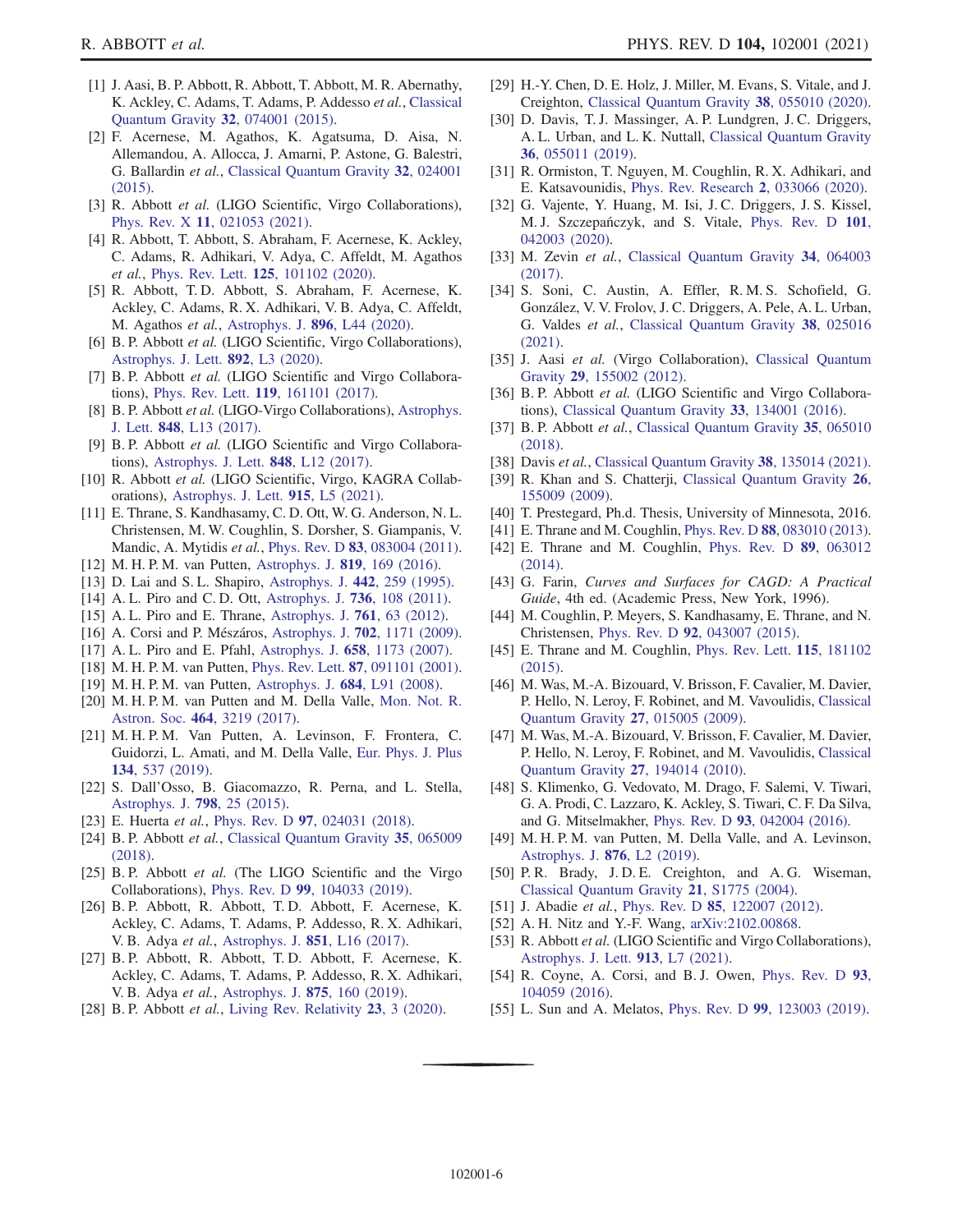[1] J. Aasi, B. P. Abbott, R. Abbott, T. Abbott, M. R. Abernathy, K. Ackley, C. Adams, T. Adams, P. Addesso *et al.*, Classical Quantum Gravity **32**, 074001 (2015).

[2] F. Acernese, M. Agathos, K. Agatsuma, D. Aisa, N. Allemandou, A. Allocca, J. Amarni, P. Astone, G. Balestri, G. Ballardin *et al.*, Classical Quantum Gravity **32**, 024001 (2015).

[3] R. Abbott *et al.* (LIGO Scientific, Virgo Collaborations), Phys. Rev. X **11**, 021053 (2021).

[4] R. Abbott, T. Abbott, S. Abraham, F. Acernese, K. Ackley, C. Adams, R. Adhikari, V. Adya, C. Affeldt, M. Agathos *et al.*, Phys. Rev. Lett. **125**, 101102 (2020).

[5] R. Abbott, T. D. Abbott, S. Abraham, F. Acernese, K. Ackley, C. Adams, R. X. Adhikari, V. B. Adya, C. Affeldt, M. Agathos *et al.*, Astrophys. J. **896**, L44 (2020).

[6] B. P. Abbott *et al.* (LIGO Scientific, Virgo Collaborations), Astrophys. J. Lett. **892**, L3 (2020).

[7] B. P. Abbott *et al.* (LIGO Scientific and Virgo Collaborations), Phys. Rev. Lett. **119**, 161101 (2017).

[8] B. P. Abbott *et al.* (LIGO-Virgo Collaborations), Astrophys. J. Lett. **848**, L13 (2017).

[9] B. P. Abbott *et al.* (LIGO Scientific and Virgo Collaborations), Astrophys. J. Lett. **848**, L12 (2017).

[10] R. Abbott *et al.* (LIGO Scientific, Virgo, KAGRA Collaborations), Astrophys. J. Lett. **915**, L5 (2021).

[11] E. Thrane, S. Kandhasamy, C. D. Ott, W. G. Anderson, N. L. Christensen, M. W. Coughlin, S. Dorsher, S. Giampanis, V. Mandic, A. Mytidis *et al.*, Phys. Rev. D **83**, 083004 (2011).

[12] M. H. P. M. van Putten, Astrophys. J. **819**, 169 (2016).

[13] D. Lai and S. L. Shapiro, Astrophys. J. **442**, 259 (1995).

[14] A. L. Piro and C. D. Ott, Astrophys. J. **736**, 108 (2011).

[15] A. L. Piro and E. Thrane, Astrophys. J. **761**, 63 (2012).

[16] A. Corsi and P. Mészáros, Astrophys. J. **702**, 1171 (2009).

[17] A. L. Piro and E. Pfahl, Astrophys. J. **658**, 1173 (2007).

[18] M. H. P. M. van Putten, Phys. Rev. Lett. **87**, 091101 (2001).

[19] M. H. P. M. van Putten, Astrophys. J. **684**, L91 (2008).

[20] M. H. P. M. van Putten and M. Della Valle, Mon. Not. R. Astron. Soc. **464**, 3219 (2017).

[21] M. H. P. M. Van Putten, A. Levinson, F. Frontera, C. Guidorzi, L. Amati, and M. Della Valle, Eur. Phys. J. Plus **134**, 537 (2019).

[22] S. Dall'Osso, B. Giacomazzo, R. Perna, and L. Stella, Astrophys. J. **798**, 25 (2015).

[23] E. Huerta *et al.*, Phys. Rev. D **97**, 024031 (2018).

[24] B. P. Abbott *et al.*, Classical Quantum Gravity **35**, 065009 (2018).

[25] B. P. Abbott *et al.* (The LIGO Scientific and the Virgo Collaborations), Phys. Rev. D **99**, 104033 (2019).

[26] B. P. Abbott, R. Abbott, T. D. Abbott, F. Acernese, K. Ackley, C. Adams, T. Adams, P. Addesso, R. X. Adhikari, V. B. Adya *et al.*, Astrophys. J. **851**, L16 (2017).

[27] B. P. Abbott, R. Abbott, T. D. Abbott, F. Acernese, K. Ackley, C. Adams, T. Adams, P. Addesso, R. X. Adhikari, V. B. Adya *et al.*, Astrophys. J. **875**, 160 (2019).

[28] B. P. Abbott *et al.*, Living Rev. Relativity **23**, 3 (2020).

[29] H.-Y. Chen, D. E. Holz, J. Miller, M. Evans, S. Vitale, and J. Creighton, Classical Quantum Gravity **38**, 055010 (2020).

[30] D. Davis, T. J. Massinger, A. P. Lundgren, J. C. Driggers, A. L. Urban, and L. K. Nuttall, Classical Quantum Gravity **36**, 055011 (2019).

[31] R. Ormiston, T. Nguyen, M. Coughlin, R. X. Adhikari, and E. Katsavounidis, Phys. Rev. Research **2**, 033066 (2020).

[32] G. Vajente, Y. Huang, M. Isi, J. C. Driggers, J. S. Kissel, M. J. Szczepańczyk, and S. Vitale, Phys. Rev. D **101**, 042003 (2020).

[33] M. Zevin *et al.*, Classical Quantum Gravity **34**, 064003 (2017).

[34] S. Soni, C. Austin, A. Effler, R. M. S. Schofield, G. González, V. V. Frolov, J. C. Driggers, A. Pele, A. L. Urban, G. Valdes *et al.*, Classical Quantum Gravity **38**, 025016 (2021).

[35] J. Aasi *et al.* (Virgo Collaboration), Classical Quantum Gravity **29**, 155002 (2012).

[36] B. P. Abbott *et al.* (LIGO Scientific and Virgo Collaborations), Classical Quantum Gravity **33**, 134001 (2016).

[37] B. P. Abbott *et al.*, Classical Quantum Gravity **35**, 065010 (2018).

[38] Davis *et al.*, Classical Quantum Gravity **38**, 135014 (2021).

[39] R. Khan and S. Chatterji, Classical Quantum Gravity **26**, 155009 (2009).

[40] T. Prestegard, Ph.d. Thesis, University of Minnesota, 2016.

[41] E. Thrane and M. Coughlin, Phys. Rev. D **88**, 083010 (2013).

[42] E. Thrane and M. Coughlin, Phys. Rev. D **89**, 063012 (2014).

[43] G. Farin, *Curves and Surfaces for CAGD: A Practical Guide*, 4th ed. (Academic Press, New York, 1996).

[44] M. Coughlin, P. Meyers, S. Kandhasamy, E. Thrane, and N. Christensen, Phys. Rev. D **92**, 043007 (2015).

[45] E. Thrane and M. Coughlin, Phys. Rev. Lett. **115**, 181102 (2015).

[46] M. Was, M.-A. Bizouard, V. Brisson, F. Cavalier, M. Davier, P. Hello, N. Leroy, F. Robinet, and M. Vavoulidis, Classical Quantum Gravity **27**, 015005 (2009).

[47] M. Was, M.-A. Bizouard, V. Brisson, F. Cavalier, M. Davier, P. Hello, N. Leroy, F. Robinet, and M. Vavoulidis, Classical Quantum Gravity **27**, 194014 (2010).

[48] S. Klimenko, G. Vedovato, M. Drago, F. Salemi, V. Tiwari, G. A. Prodi, C. Lazzaro, K. Ackley, S. Tiwari, C. F. Da Silva, and G. Mitselmakher, Phys. Rev. D **93**, 042004 (2016).

[49] M. H. P. M. van Putten, M. Della Valle, and A. Levinson, Astrophys. J. **876**, L2 (2019).

[50] P. R. Brady, J. D. E. Creighton, and A. G. Wiseman, Classical Quantum Gravity **21**, S1775 (2004).

[51] J. Abadie *et al.*, Phys. Rev. D **85**, 122007 (2012).

[52] A. H. Nitz and Y.-F. Wang, arXiv:2102.00868.

[53] R. Abbott *et al.* (LIGO Scientific and Virgo Collaborations), Astrophys. J. Lett. **913**, L7 (2021).

[54] R. Coyne, A. Corsi, and B. J. Owen, Phys. Rev. D **93**, 104059 (2016).

[55] L. Sun and A. Melatos, Phys. Rev. D **99**, 123003 (2019).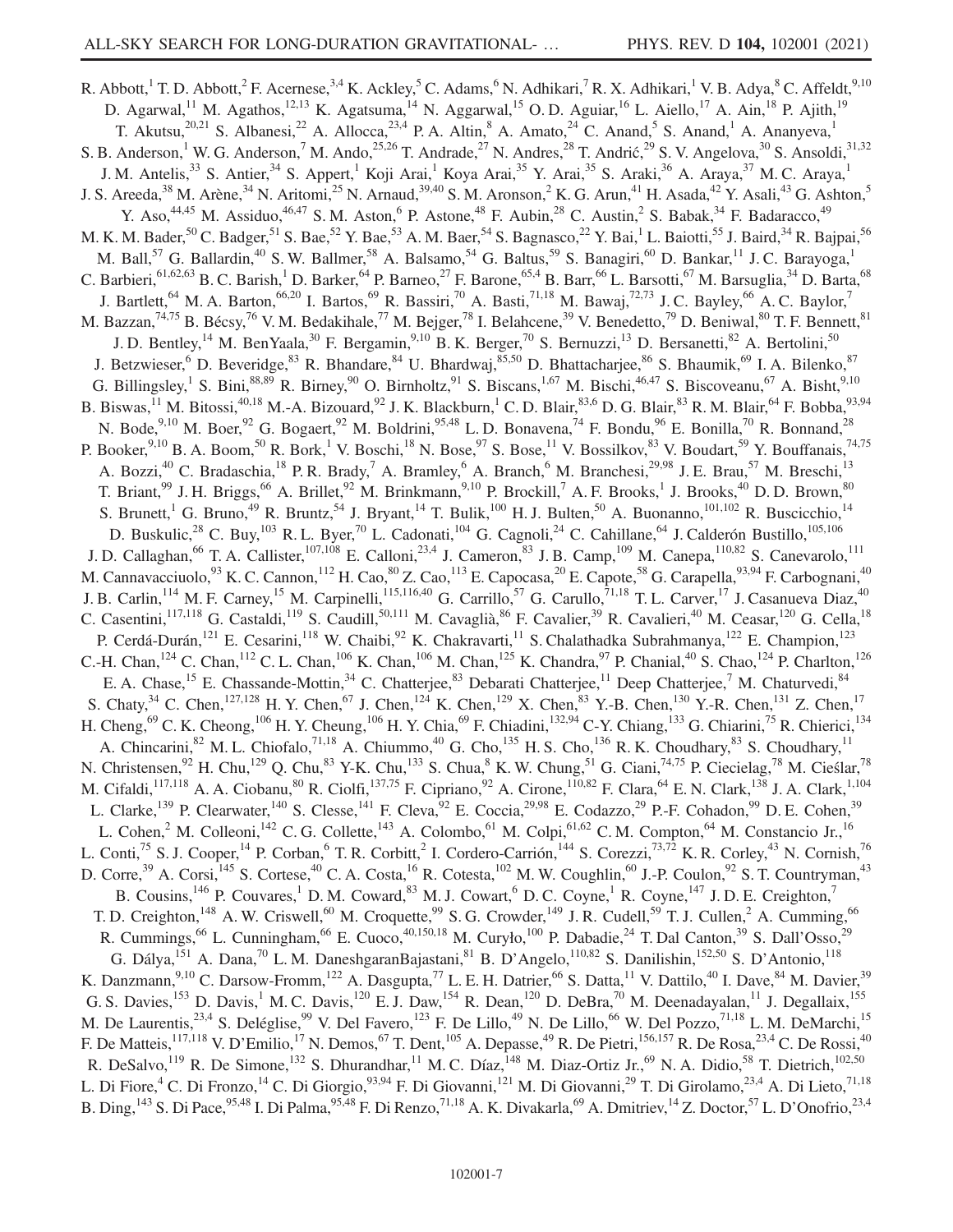R. Abbott,[1] T. D. Abbott,[2] F. Acernese,[3,4] K. Ackley,[5] C. Adams,[6] N. Adhikari,[7] R. X. Adhikari,[1] V. B. Adya,[8] C. Affeldt,[9,10] D. Agarwal,[11] M. Agathos,[12,13] K. Agatsuma,[14] N. Aggarwal,[15] O. D. Aguiar,[16] L. Aiello,[17] A. Ain,[18] P. Ajith,[19] T. Akutsu,[20,21] S. Albanesi,[22] A. Allocca,[23,4] P. A. Altin,[8] A. Amato,[24] C. Anand,[5] S. Anand,[1] A. Ananyeva,[1] S. B. Anderson,[1] W. G. Anderson,[7] M. Ando,[25,26] T. Andrade,[27] N. Andres,[28] T. Andrić,[29] S. V. Angelova,[30] S. Ansoldi,[31,32] J. M. Antelis,[33] S. Antier,[34] S. Appert,[1] Koji Arai,[1] Koya Arai,[35] Y. Arai,[35] S. Araki,[36] A. Araya,[37] M. C. Araya,[1] J. S. Areeda,[38] M. Arène,[34] N. Aritomi,[25] N. Arnaud,[39,40] S. M. Aronson,[2] K. G. Arun,[41] H. Asada,[42] Y. Asali,[43] G. Ashton,[5] Y. Aso,[44,45] M. Assiduo,[46,47] S. M. Aston,[6] P. Astone,[48] F. Aubin,[28] C. Austin,[2] S. Babak,[34] F. Badaracco,[49] M. K. M. Bader,[50] C. Badger,[51] S. Bae,[52] Y. Bae,[53] A. M. Baer,[54] S. Bagnasco,[22] Y. Bai,[1] L. Baiotti,[55] J. Baird,[34] R. Bajpai,[56] M. Ball,[57] G. Ballardin,[40] S. W. Ballmer,[58] A. Balsamo,[54] G. Baltus,[59] S. Banagiri,[60] D. Bankar,[11] J. C. Barayoga,[1] C. Barbieri,[61,62,63] B. C. Barish,[1] D. Barker,[64] P. Barneo,[27] F. Barone,[65,4] B. Barr,[66] L. Barsotti,[67] M. Barsuglia,[34] D. Barta,[68] J. Bartlett,[64] M. A. Barton,[66,20] I. Bartos,[69] R. Bassiri,[70] A. Basti,[71,18] M. Bawaj,[72,73] J. C. Bayley,[66] A. C. Baylor,[7] M. Bazzan,[74,75] B. Bécsy,[76] V. M. Bedakihale,[77] M. Bejger,[78] I. Belahcene,[39] V. Benedetto,[79] D. Beniwal,[80] T. F. Bennett,[81] J. D. Bentley,[14] M. BenYaala,[30] F. Bergamin,[9,10] B. K. Berger,[70] S. Bernuzzi,[13] D. Bersanetti,[82] A. Bertolini,[50] J. Betzwieser,[6] D. Beveridge,[83] R. Bhandare,[84] U. Bhardwaj,[85,50] D. Bhattacharjee,[86] S. Bhaumik,[69] I. A. Bilenko,[87] G. Billingsley,[1] S. Bini,[88,89] R. Birney,[90] O. Birnholtz,[91] S. Biscans,[1,67] M. Bischi,[46,47] S. Biscoveanu,[67] A. Bisht,[9,10] B. Biswas,[11] M. Bitossi,[40,18] M.-A. Bizouard,[92] J. K. Blackburn,[1] C. D. Blair,[83,6] D. G. Blair,[83] R. M. Blair,[64] F. Bobba,[93,94] N. Bode,[9,10] M. Boer,[92] G. Bogaert,[92] M. Boldrini,[95,48] L. D. Bonavena,[74] F. Bondu,[96] E. Bonilla,[70] R. Bonnand,[28] P. Booker,[9,10] B. A. Boom,[50] R. Bork,[1] V. Boschi,[18] N. Bose,[97] S. Bose,[11] V. Bossilkov,[83] V. Boudart,[59] Y. Bouffanais,[74,75] A. Bozzi,[40] C. Bradaschia,[18] P. R. Brady,[7] A. Bramley,[6] A. Branch,[6] M. Branchesi,[29,98] J. E. Brau,[57] M. Breschi,[13] T. Briant,[99] J. H. Briggs,[66] A. Brillet,[92] M. Brinkmann,[9,10] P. Brockill,[7] A. F. Brooks,[1] J. Brooks,[40] D. D. Brown,[80] S. Brunett,[1] G. Bruno,[49] R. Bruntz,[54] J. Bryant,[14] T. Bulik,[100] H. J. Bulten,[50] A. Buonanno,[101,102] R. Buscicchio,[14] D. Buskulic,[28] C. Buy,[103] R. L. Byer,[70] L. Cadonati,[104] G. Cagnoli,[24] C. Cahillane,[64] J. Calderón Bustillo,[105,106] J. D. Callaghan,[66] T. A. Callister,[107,108] E. Calloni,[23,4] J. Cameron,[83] J. B. Camp,[109] M. Canepa,[110,82] S. Canevarolo,[111] M. Cannavacciuolo,[93] K. C. Cannon,[112] H. Cao,[80] Z. Cao,[113] E. Capocasa,[20] E. Capote,[58] G. Carapella,[93,94] F. Carbognani,[40] J. B. Carlin,[114] M. F. Carney,[15] M. Carpinelli,[115,116,40] G. Carrillo,[57] G. Carullo,[71,18] T. L. Carver,[17] J. Casanueva Diaz,[40] C. Casentini,[117,118] G. Castaldi,[119] S. Caudill,[50,111] M. Cavaglià,[86] F. Cavalier,[39] R. Cavalieri,[40] M. Ceasar,[120] G. Cella,[18] P. Cerdá-Durán,[121] E. Cesarini,[118] W. Chaibi,[92] K. Chakravarti,[11] S. Chalathadka Subrahmanya,[122] E. Champion,[123] C.-H. Chan,[124] C. Chan,[112] C. L. Chan,[106] K. Chan,[106] M. Chan,[125] K. Chandra,[97] P. Chanial,[40] S. Chao,[124] P. Charlton,[126] E. A. Chase,[15] E. Chassande-Mottin,[34] C. Chatterjee,[83] Debarati Chatterjee,[11] Deep Chatterjee,[7] M. Chaturvedi,[84] S. Chaty,[34] C. Chen,[127,128] H. Y. Chen,[67] J. Chen,[124] K. Chen,[129] X. Chen,[83] Y.-B. Chen,[130] Y.-R. Chen,[131] Z. Chen,[17] H. Cheng,[69] C. K. Cheong,[106] H. Y. Cheung,[106] H. Y. Chia,[69] F. Chiadini,[132,94] C-Y. Chiang,[133] G. Chiarini,[75] R. Chierici,[134] A. Chincarini,[82] M. L. Chiofalo,[71,18] A. Chiummo,[40] G. Cho,[135] H. S. Cho,[136] R. K. Choudhary,[83] S. Choudhary,[11] N. Christensen,[92] H. Chu,[129] Q. Chu,[83] Y-K. Chu,[133] S. Chua,[8] K. W. Chung,[51] G. Ciani,[74,75] P. Ciecielag,[78] M. Cieślar,[78] M. Cifaldi,[117,118] A. A. Ciobanu,[80] R. Ciolfi,[137,75] F. Cipriano,[92] A. Cirone,[110,82] F. Clara,[64] E. N. Clark,[138] J. A. Clark,[1,104] L. Clarke,[139] P. Clearwater,[140] S. Clesse,[141] F. Cleva,[92] E. Coccia,[29,98] E. Codazzo,[29] P.-F. Cohadon,[99] D. E. Cohen,[39] L. Cohen,[2] M. Colleoni,[142] C. G. Collette,[143] A. Colombo,[61] M. Colpi,[61,62] C. M. Compton,[64] M. Constancio Jr.,[16] L. Conti,[75] S. J. Cooper,[14] P. Corban,[6] T. R. Corbitt,[2] I. Cordero-Carrión,[144] S. Corezzi,[73,72] K. R. Corley,[43] N. Cornish,[76] D. Corre,[39] A. Corsi,[145] S. Cortese,[40] C. A. Costa,[16] R. Cotesta,[102] M. W. Coughlin,[60] J.-P. Coulon,[92] S. T. Countryman,[43] B. Cousins,[146] P. Couvares,[1] D. M. Coward,[83] M. J. Cowart,[6] D. C. Coyne,[1] R. Coyne,[147] J. D. E. Creighton,[7] T. D. Creighton,[148] A. W. Criswell,[60] M. Croquette,[99] S. G. Crowder,[149] J. R. Cudell,[59] T. J. Cullen,[2] A. Cumming,[66] R. Cummings,[66] L. Cunningham,[66] E. Cuoco,[40,150,18] M. Curyło,[100] P. Dabadie,[24] T. Dal Canton,[39] S. Dall'Osso,[29] G. Dálya,[151] A. Dana,[70] L. M. DaneshgaranBajastani,[81] B. D'Angelo,[110,82] S. Danilishin,[152,50] S. D'Antonio,[118] K. Danzmann,[9,10] C. Darsow-Fromm,[122] A. Dasgupta,[77] L. E. H. Datrier,[66] S. Datta,[11] V. Dattilo,[40] I. Dave,[84] M. Davier,[39] G. S. Davies,[153] D. Davis,[1] M. C. Davis,[120] E. J. Daw,[154] R. Dean,[120] D. DeBra,[70] M. Deenadayalan,[11] J. Degallaix,[155] M. De Laurentis,[23,4] S. Deléglise,[99] V. Del Favero,[123] F. De Lillo,[49] N. De Lillo,[66] W. Del Pozzo,[71,18] L. M. DeMarchi,[15] F. De Matteis,[117,118] V. D'Emilio,[17] N. Demos,[67] T. Dent,[105] A. Depasse,[49] R. De Pietri,[156,157] R. De Rosa,[23,4] C. De Rossi,[40] R. DeSalvo,[119] R. De Simone,[132] S. Dhurandhar,[11] M. C. Díaz,[148] M. Diaz-Ortiz Jr.,[69] N. A. Didio,[58] T. Dietrich,[102,50] L. Di Fiore,[4] C. Di Fronzo,[14] C. Di Giorgio,[93,94] F. Di Giovanni,[121] M. Di Giovanni,[29] T. Di Girolamo,[23,4] A. Di Lieto,[71,18] B. Ding,[143] S. Di Pace,[95,48] I. Di Palma,[95,48] F. Di Renzo,[71,18] A. K. Divakarla,[69] A. Dmitriev,[14] Z. Doctor,[57] L. D'Onofrio,[23,4]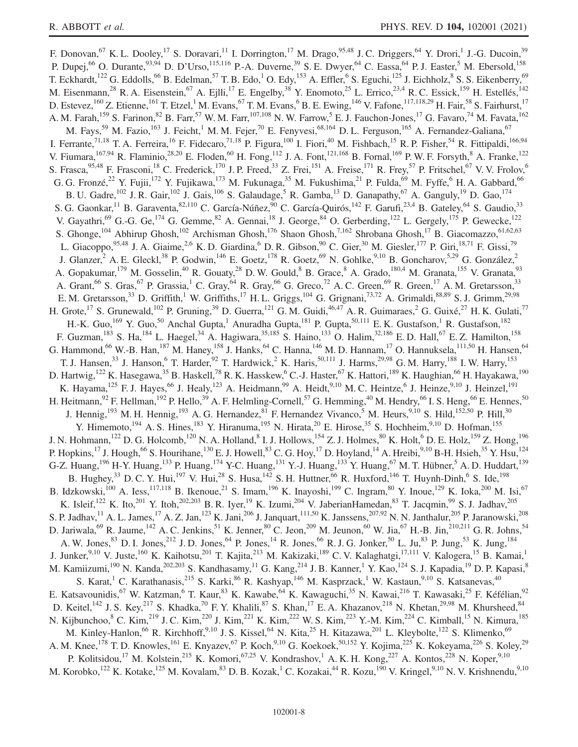F. Donovan,[67] K. L. Dooley,[17] S. Doravari,[11] I. Dorrington,[17] M. Drago,[95,48] J. C. Driggers,[64] Y. Drori,[1] J.-G. Ducoin,[39] P. Dupej,[66] O. Durante,[93,94] D. D'Urso,[115,116] P.-A. Duverne,[39] S. E. Dwyer,[64] C. Eassa,[64] P. J. Easter,[5] M. Ebersold,[158] T. Eckhardt,[122] G. Eddolls,[66] B. Edelman,[57] T. B. Edo,[1] O. Edy,[153] A. Effler,[6] S. Eguchi,[125] J. Eichholz,[8] S. S. Eikenberry,[69] M. Eisenmann,[28] R. A. Eisenstein,[67] A. Ejlli,[17] E. Engelby,[38] Y. Enomoto,[25] L. Errico,[23,4] R. C. Essick,[159] H. Estellés,[142] D. Estevez,[160] Z. Etienne,[161] T. Etzel,[1] M. Evans,[67] T. M. Evans,[6] B. E. Ewing,[146] V. Fafone,[117,118,29] H. Fair,[58] S. Fairhurst,[17] A. M. Farah,[159] S. Farinon,[82] B. Farr,[57] W. M. Farr,[107,108] N. W. Farrow,[5] E. J. Fauchon-Jones,[17] G. Favaro,[74] M. Favata,[162] M. Fays,[59] M. Fazio,[163] J. Feicht,[1] M. M. Fejer,[70] E. Fenyvesi,[68,164] D. L. Ferguson,[165] A. Fernandez-Galiana,[67] I. Ferrante,[71,18] T. A. Ferreira,[16] F. Fidecaro,[71,18] P. Figura,[100] I. Fiori,[40] M. Fishbach,[15] R. P. Fisher,[54] R. Fittipaldi,[166,94] V. Fiumara,[167,94] R. Flaminio,[28,20] E. Floden,[60] H. Fong,[112] J. A. Font,[121,168] B. Fornal,[169] P. W. F. Forsyth,[8] A. Franke,[122] S. Frasca,[95,48] F. Frasconi,[18] C. Frederick,[170] J. P. Freed,[33] Z. Frei,[151] A. Freise,[171] R. Frey,[57] P. Fritschel,[67] V. V. Frolov,[6] G. G. Fronzé,[22] Y. Fujii,[172] Y. Fujikawa,[173] M. Fukunaga,[35] M. Fukushima,[21] P. Fulda,[69] M. Fyffe,[6] H. A. Gabbard,[66] B. U. Gadre,[102] J. R. Gair,[102] J. Gais,[106] S. Galaudage,[5] R. Gamba,[13] D. Ganapathy,[67] A. Ganguly,[19] D. Gao,[174] S. G. Gaonkar,[11] B. Garaventa,[82,110] C. García-Núñez,[90] C. García-Quirós,[142] F. Garufi,[23,4] B. Gateley,[64] S. Gaudio,[33] V. Gayathri,[69] G.-G. Ge,[174] G. Gemme,[82] A. Gennai,[18] J. George,[84] O. Gerberding,[122] L. Gergely,[175] P. Gewecke,[122] S. Ghonge,[104] Abhirup Ghosh,[102] Archisman Ghosh,[176] Shaon Ghosh,[7,162] Shrobana Ghosh,[17] B. Giacomazzo,[61,62,63] L. Giacoppo,[95,48] J. A. Giaime,[2,6] K. D. Giardina,[6] D. R. Gibson,[90] C. Gier,[30] M. Giesler,[177] P. Giri,[18,71] F. Gissi,[79] J. Glanzer,[2] A. E. Gleckl,[38] P. Godwin,[146] E. Goetz,[178] R. Goetz,[69] N. Gohlke,[9,10] B. Goncharov,[5,29] G. González,[2] A. Gopakumar,[179] M. Gosselin,[40] R. Gouaty,[28] D. W. Gould,[8] B. Grace,[8] A. Grado,[180,4] M. Granata,[155] V. Granata,[93] A. Grant,[66] S. Gras,[67] P. Grassia,[1] C. Gray,[64] R. Gray,[66] G. Greco,[72] A. C. Green,[69] R. Green,[17] A. M. Gretarsson,[33] E. M. Gretarsson,[33] D. Griffith,[1] W. Griffiths,[17] H. L. Griggs,[104] G. Grignani,[73,72] A. Grimaldi,[88,89] S. J. Grimm,[29,98] H. Grote,[17] S. Grunewald,[102] P. Gruning,[39] D. Guerra,[121] G. M. Guidi,[46,47] A. R. Guimaraes,[2] G. Guixé,[27] H. K. Gulati,[77] H.-K. Guo,[169] Y. Guo,[50] Anchal Gupta,[1] Anuradha Gupta,[181] P. Gupta,[50,111] E. K. Gustafson,[1] R. Gustafson,[182] F. Guzman,[183] S. Ha,[184] L. Haegel,[34] A. Hagiwara,[35,185] S. Haino,[133] O. Halim,[32,186] E. D. Hall,[67] E. Z. Hamilton,[158] G. Hammond,[66] W.-B. Han,[187] M. Haney,[158] J. Hanks,[64] C. Hanna,[146] M. D. Hannam,[17] O. Hannuksela,[111,50] H. Hansen,[64] T. J. Hansen,[33] J. Hanson,[6] T. Harder,[92] T. Hardwick,[2] K. Haris,[50,111] J. Harms,[29,98] G. M. Harry,[188] I. W. Harry,[153] D. Hartwig,[122] K. Hasegawa,[35] B. Haskell,[78] R. K. Hasskew,[6] C.-J. Haster,[67] K. Hattori,[189] K. Haughian,[66] H. Hayakawa,[190] K. Hayama,[125] F. J. Hayes,[66] J. Healy,[123] A. Heidmann,[99] A. Heidt,[9,10] M. C. Heintze,[6] J. Heinze,[9,10] J. Heinzel,[191] H. Heitmann,[92] F. Hellman,[192] P. Hello,[39] A. F. Helmling-Cornell,[57] G. Hemming,[40] M. Hendry,[66] I. S. Heng,[66] E. Hennes,[50] J. Hennig,[193] M. H. Hennig,[193] A. G. Hernandez,[81] F. Hernandez Vivanco,[5] M. Heurs,[9,10] S. Hild,[152,50] P. Hill,[30] Y. Himemoto,[194] A. S. Hines,[183] Y. Hiranuma,[195] N. Hirata,[20] E. Hirose,[35] S. Hochheim,[9,10] D. Hofman,[155] J. N. Hohmann,[122] D. G. Holcomb,[120] N. A. Holland,[8] I. J. Hollows,[154] Z. J. Holmes,[80] K. Holt,[6] D. E. Holz,[159] Z. Hong,[196] P. Hopkins,[17] J. Hough,[66] S. Hourihane,[130] E. J. Howell,[83] C. G. Hoy,[17] D. Hoyland,[14] A. Hreibi,[9,10] B-H. Hsieh,[35] Y. Hsu,[124] G-Z. Huang,[196] H-Y. Huang,[133] P. Huang,[174] Y-C. Huang,[131] Y.-J. Huang,[133] Y. Huang,[67] M. T. Hübner,[5] A. D. Huddart,[139] B. Hughey,[33] D. C. Y. Hui,[197] V. Hui,[28] S. Husa,[142] S. H. Huttner,[66] R. Huxford,[146] T. Huynh-Dinh,[6] S. Ide,[198] B. Idzkowski,[100] A. Iess,[117,118] B. Ikenoue,[21] S. Imam,[196] K. Inayoshi,[199] C. Ingram,[80] Y. Inoue,[129] K. Ioka,[200] M. Isi,[67] K. Isleif,[122] K. Ito,[201] Y. Itoh,[202,203] B. R. Iyer,[19] K. Izumi,[204] V. JaberianHamedan,[83] T. Jacqmin,[99] S. J. Jadhav,[205] S. P. Jadhav,[11] A. L. James,[17] A. Z. Jan,[123] K. Jani,[206] J. Janquart,[111,50] K. Janssens,[207,92] N. N. Janthalur,[205] P. Jaranowski,[208] D. Jariwala,[69] R. Jaume,[142] A. C. Jenkins,[51] K. Jenner,[80] C. Jeon,[209] M. Jeunon,[60] W. Jia,[67] H.-B. Jin,[210,211] G. R. Johns,[54] A. W. Jones,[83] D. I. Jones,[212] J. D. Jones,[64] P. Jones,[14] R. Jones,[66] R. J. G. Jonker,[50] L. Ju,[83] P. Jung,[53] K. Jung,[184] J. Junker,[9,10] V. Juste,[160] K. Kaihotsu,[201] T. Kajita,[213] M. Kakizaki,[189] C. V. Kalaghatgi,[17,111] V. Kalogera,[15] B. Kamai,[1] M. Kamiizumi,[190] N. Kanda,[202,203] S. Kandhasamy,[11] G. Kang,[214] J. B. Kanner,[1] Y. Kao,[124] S. J. Kapadia,[19] D. P. Kapasi,[8] S. Karat,[1] C. Karathanasis,[215] S. Karki,[86] R. Kashyap,[146] M. Kasprzack,[1] W. Kastaun,[9,10] S. Katsanevas,[40] E. Katsavounidis,[67] W. Katzman,[6] T. Kaur,[83] K. Kawabe,[64] K. Kawaguchi,[35] N. Kawai,[216] T. Kawasaki,[25] F. Kéfélian,[92] D. Keitel,[142] J. S. Key,[217] S. Khadka,[70] F. Y. Khalili,[87] S. Khan,[17] E. A. Khazanov,[218] N. Khetan,[29,98] M. Khursheed,[84] N. Kijbunchoo,[8] C. Kim,[219] J. C. Kim,[220] J. Kim,[221] K. Kim,[222] W. S. Kim,[223] Y.-M. Kim,[224] C. Kimball,[15] N. Kimura,[185] M. Kinley-Hanlon,[66] R. Kirchhoff,[9,10] J. S. Kissel,[64] N. Kita,[25] H. Kitazawa,[201] L. Kleybolte,[122] S. Klimenko,[69] A. M. Knee,[178] T. D. Knowles,[161] E. Knyazev,[67] P. Koch,[9,10] G. Koekoek,[50,152] Y. Kojima,[225] K. Kokeyama,[226] S. Koley,[29] P. Kolitsidou,[17] M. Kolstein,[215] K. Komori,[67,25] V. Kondrashov,[1] A. K. H. Kong,[227] A. Kontos,[228] N. Koper,[9,10] M. Korobko,[122] K. Kotake,[125] M. Kovalam,[83] D. B. Kozak,[1] C. Kozakai,[44] R. Kozu,[190] V. Kringel,[9,10] N. V. Krishnendu,[9,10]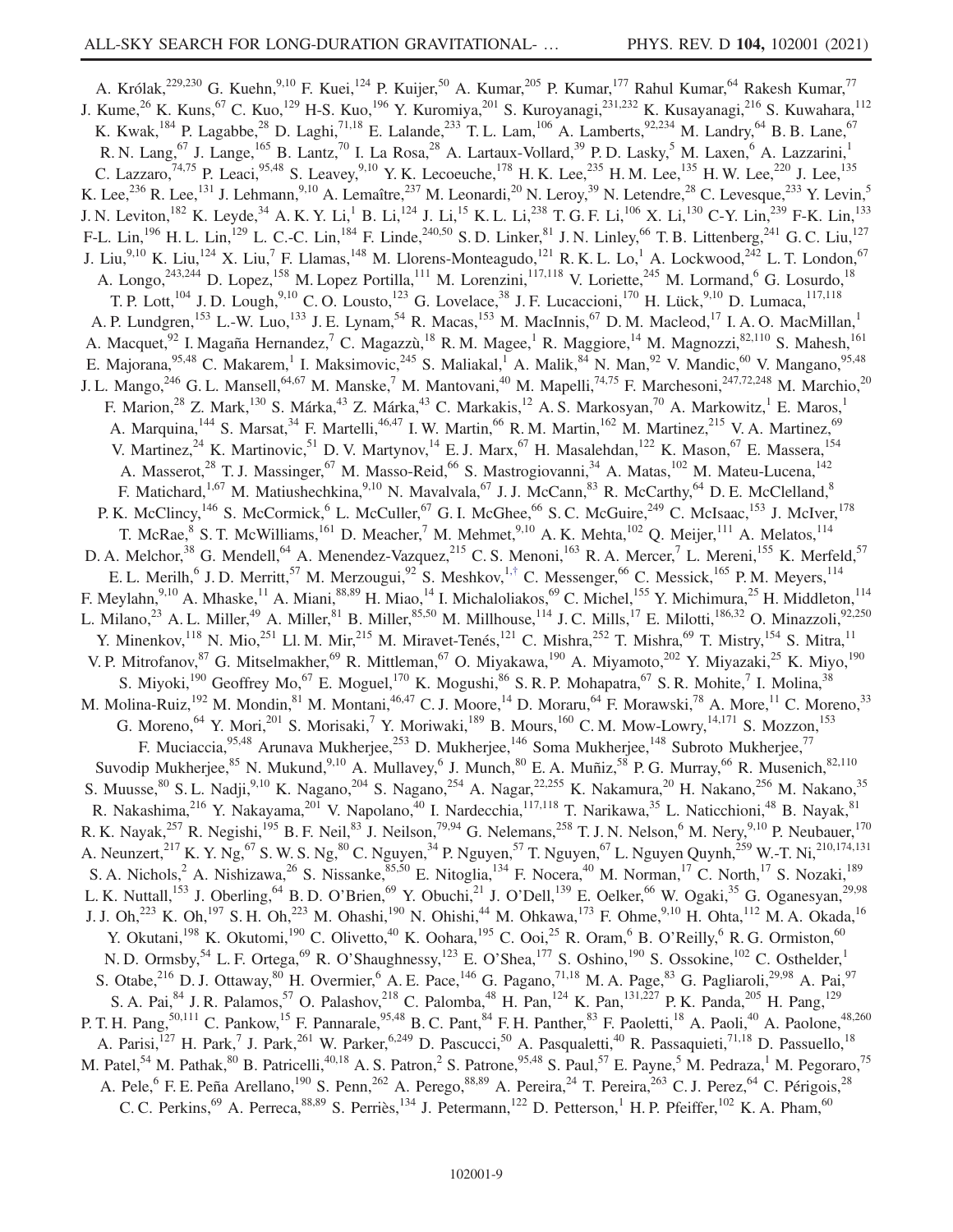A. Królak,[229,230] G. Kuehn,[9,10] F. Kuei,[124] P. Kuijer,[50] A. Kumar,[205] P. Kumar,[177] Rahul Kumar,[64] Rakesh Kumar,[77] J. Kume,[26] K. Kuns,[67] C. Kuo,[129] H-S. Kuo,[196] Y. Kuromiya,[201] S. Kuroyanagi,[231,232] K. Kusayanagi,[216] S. Kuwahara,[112] K. Kwak,[184] P. Lagabbe,[28] D. Laghi,[71,18] E. Lalande,[233] T. L. Lam,[106] A. Lamberts,[92,234] M. Landry,[64] B. B. Lane,[67] R. N. Lang,[67] J. Lange,[165] B. Lantz,[70] I. La Rosa,[28] A. Lartaux-Vollard,[39] P. D. Lasky,[5] M. Laxen,[6] A. Lazzarini,[1] C. Lazzaro,[74,75] P. Leaci,[95,48] S. Leavey,[9,10] Y. K. Lecoeuche,[178] H. K. Lee,[235] H. M. Lee,[135] H. W. Lee,[220] J. Lee,[135] K. Lee,[236] R. Lee,[131] J. Lehmann,[9,10] A. Lemaître,[237] M. Leonardi,[20] N. Leroy,[39] N. Letendre,[28] C. Levesque,[233] Y. Levin,[5] J. N. Leviton,[182] K. Leyde,[34] A. K. Y. Li,[1] B. Li,[124] J. Li,[15] K. L. Li,[238] T. G. F. Li,[106] X. Li,[130] C-Y. Lin,[239] F-K. Lin,[133] F-L. Lin,[196] H. L. Lin,[129] L. C.-C. Lin,[184] F. Linde,[240,50] S. D. Linker,[81] J. N. Linley,[66] T. B. Littenberg,[241] G. C. Liu,[127] J. Liu,[9,10] K. Liu,[124] X. Liu,[7] F. Llamas,[148] M. Llorens-Monteagudo,[121] R. K. L. Lo,[1] A. Lockwood,[242] L. T. London,[67] A. Longo,[243,244] D. Lopez,[158] M. Lopez Portilla,[111] M. Lorenzini,[117,118] V. Loriette,[245] M. Lormand,[6] G. Losurdo,[18] T. P. Lott,[104] J. D. Lough,[9,10] C. O. Lousto,[123] G. Lovelace,[38] J. F. Lucaccioni,[170] H. Lück,[9,10] D. Lumaca,[117,118] A. P. Lundgren,[153] L.-W. Luo,[133] J. E. Lynam,[54] R. Macas,[153] M. MacInnis,[67] D. M. Macleod,[17] I. A. O. MacMillan,[1] A. Macquet,[92] I. Magaña Hernandez,[7] C. Magazzù,[18] R. M. Magee,[1] R. Maggiore,[14] M. Magnozzi,[82,110] S. Mahesh,[161] E. Majorana,[95,48] C. Makarem,[1] I. Maksimovic,[245] S. Maliakal,[1] A. Malik,[84] N. Man,[92] V. Mandic,[60] V. Mangano,[95,48] J. L. Mango,[246] G. L. Mansell,[64,67] M. Manske,[7] M. Mantovani,[40] M. Mapelli,[74,75] F. Marchesoni,[247,72,248] M. Marchio,[20] F. Marion,[28] Z. Mark,[130] S. Márka,[43] Z. Márka,[43] C. Markakis,[12] A. S. Markosyan,[70] A. Markowitz,[1] E. Maros,[1] A. Marquina,[144] S. Marsat,[34] F. Martelli,[46,47] I. W. Martin,[66] R. M. Martin,[162] M. Martinez,[215] V. A. Martinez,[69] V. Martinez,[24] K. Martinovic,[51] D. V. Martynov,[14] E. J. Marx,[67] H. Masalehdan,[122] K. Mason,[67] E. Massera,[154] A. Masserot,[28] T. J. Massinger,[67] M. Masso-Reid,[66] S. Mastrogiovanni,[34] A. Matas,[102] M. Mateu-Lucena,[142] F. Matichard,[1,67] M. Matiushechkina,[9,10] N. Mavalvala,[67] J. J. McCann,[83] R. McCarthy,[64] D. E. McClelland,[8] P. K. McClincy,[146] S. McCormick,[6] L. McCuller,[67] G. I. McGhee,[66] S. C. McGuire,[249] C. McIsaac,[153] J. McIver,[178] T. McRae,[8] S. T. McWilliams,[161] D. Meacher,[7] M. Mehmet,[9,10] A. K. Mehta,[102] Q. Meijer,[111] A. Melatos,[114] D. A. Melchor,[38] G. Mendell,[64] A. Menendez-Vazquez,[215] C. S. Menoni,[163] R. A. Mercer,[7] L. Mereni,[155] K. Merfeld,[57] E. L. Merilh,[6] J. D. Merritt,[57] M. Merzougui,[92] S. Meshkov,[1,†] C. Messenger,[66] C. Messick,[165] P. M. Meyers,[114] F. Meylahn,[9,10] A. Mhaske,[11] A. Miani,[88,89] H. Miao,[14] I. Michaloliakos,[69] C. Michel,[155] Y. Michimura,[25] H. Middleton,[114] L. Milano,[23] A. L. Miller,[49] A. Miller,[81] B. Miller,[85,50] M. Millhouse,[114] J. C. Mills,[17] E. Milotti,[186,32] O. Minazzoli,[92,250] Y. Minenkov,[118] N. Mio,[251] Ll. M. Mir,[215] M. Miravet-Tenés,[121] C. Mishra,[252] T. Mishra,[69] T. Mistry,[154] S. Mitra,[11] V. P. Mitrofanov,[87] G. Mitselmakher,[69] R. Mittleman,[67] O. Miyakawa,[190] A. Miyamoto,[202] Y. Miyazaki,[25] K. Miyo,[190] S. Miyoki,[190] Geoffrey Mo,[67] E. Moguel,[170] K. Mogushi,[86] S. R. P. Mohapatra,[67] S. R. Mohite,[7] I. Molina,[38] M. Molina-Ruiz,[192] M. Mondin,[81] M. Montani,[46,47] C. J. Moore,[14] D. Moraru,[64] F. Morawski,[78] A. More,[11] C. Moreno,[33] G. Moreno,[64] Y. Mori,[201] S. Morisaki,[7] Y. Moriwaki,[189] B. Mours,[160] C. M. Mow-Lowry,[14,171] S. Mozzon,[153] F. Muciaccia,[95,48] Arunava Mukherjee,[253] D. Mukherjee,[146] Soma Mukherjee,[148] Subroto Mukherjee,[77] Suvodip Mukherjee,[85] N. Mukund,[9,10] A. Mullavey,[6] J. Munch,[80] E. A. Muñiz,[58] P. G. Murray,[66] R. Musenich,[82,110] S. Muusse,[80] S. L. Nadji,[9,10] K. Nagano,[204] S. Nagano,[254] A. Nagar,[22,255] K. Nakamura,[20] H. Nakano,[256] M. Nakano,[35] R. Nakashima,[216] Y. Nakayama,[201] V. Napolano,[40] I. Nardecchia,[117,118] T. Narikawa,[35] L. Naticchioni,[48] B. Nayak,[81] R. K. Nayak,[257] R. Negishi,[195] B. F. Neil,[83] J. Neilson,[79,94] G. Nelemans,[258] T. J. N. Nelson,[6] M. Nery,[9,10] P. Neubauer,[170] A. Neunzert,[217] K. Y. Ng,[67] S. W. S. Ng,[80] C. Nguyen,[34] P. Nguyen,[57] T. Nguyen,[67] L. Nguyen Quynh,[259] W.-T. Ni,[210,174,131] S. A. Nichols,[2] A. Nishizawa,[26] S. Nissanke,[85,50] E. Nitoglia,[134] F. Nocera,[40] M. Norman,[17] C. North,[17] S. Nozaki,[189] L. K. Nuttall,[153] J. Oberling,[64] B. D. O'Brien,[69] Y. Obuchi,[21] J. O'Dell,[139] E. Oelker,[66] W. Ogaki,[35] G. Oganesyan,[29,98] J. J. Oh,[223] K. Oh,[197] S. H. Oh,[223] M. Ohashi,[190] N. Ohishi,[44] M. Ohkawa,[173] F. Ohme,[9,10] H. Ohta,[112] M. A. Okada,[16] Y. Okutani,[198] K. Okutomi,[190] C. Olivetto,[40] K. Oohara,[195] C. Ooi,[25] R. Oram,[6] B. O'Reilly,[6] R. G. Ormiston,[60] N. D. Ormsby,[54] L. F. Ortega,[69] R. O'Shaughnessy,[123] E. O'Shea,[177] S. Oshino,[190] S. Ossokine,[102] C. Osthelder,[1] S. Otabe,[216] D. J. Ottaway,[80] H. Overmier,[6] A. E. Pace,[146] G. Pagano,[71,18] M. A. Page,[83] G. Pagliaroli,[29,98] A. Pai,[97] S. A. Pai,[84] J. R. Palamos,[57] O. Palashov,[218] C. Palomba,[48] H. Pan,[124] K. Pan,[131,227] P. K. Panda,[205] H. Pang,[129] P. T. H. Pang,[50,111] C. Pankow,[15] F. Pannarale,[95,48] B. C. Pant,[84] F. H. Panther,[83] F. Paoletti,[18] A. Paoli,[40] A. Paolone,[48,260] A. Parisi,[127] H. Park,[7] J. Park,[261] W. Parker,[6,249] D. Pascucci,[50] A. Pasqualetti,[40] R. Passaquieti,[71,18] D. Passuello,[18] M. Patel,[54] M. Pathak,[80] B. Patricelli,[40,18] A. S. Patron,[2] S. Patrone,[95,48] S. Paul,[57] E. Payne,[5] M. Pedraza,[1] M. Pegoraro,[75] A. Pele,[6] F. E. Peña Arellano,[190] S. Penn,[262] A. Perego,[88,89] A. Pereira,[24] T. Pereira,[263] C. J. Perez,[64] C. Périgois,[28] C. C. Perkins,[69] A. Perreca,[88,89] S. Perriès,[134] J. Petermann,[122] D. Petterson,[1] H. P. Pfeiffer,[102] K. A. Pham,[60]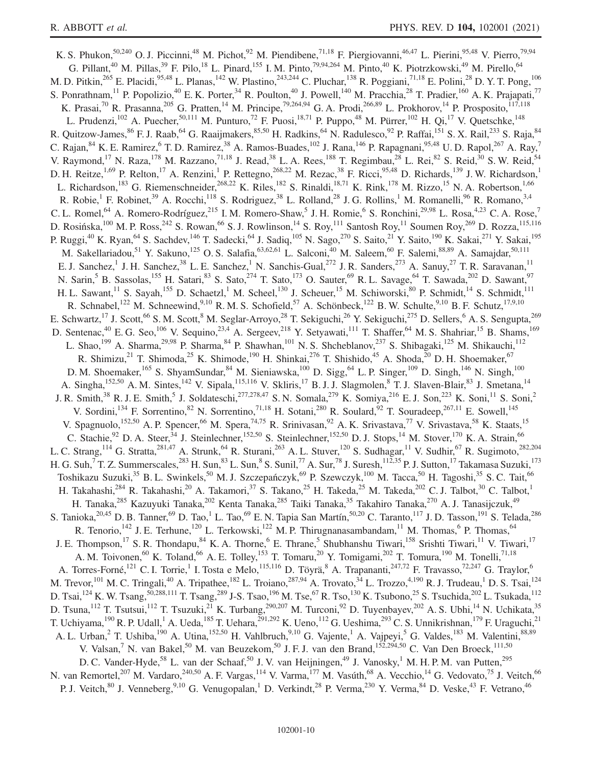K. S. Phukon,[50,240] O. J. Piccinni,[48] M. Pichot,[92] M. Piendibene,[71,18] F. Piergiovanni,[46,47] L. Pierini,[95,48] V. Pierro,[79,94] G. Pillant,[40] M. Pillas,[39] F. Pilo,[18] L. Pinard,[155] I. M. Pinto,[79,94,264] M. Pinto,[40] K. Piotrzkowski,[49] M. Pirello,[64] M. D. Pitkin,[265] E. Placidi,[95,48] L. Planas,[142] W. Plastino,[243,244] C. Pluchar,[138] R. Poggiani,[71,18] E. Polini,[28] D. Y. T. Pong,[106] S. Ponrathnam,[11] P. Popolizio,[40] E. K. Porter,[34] R. Poulton,[40] J. Powell,[140] M. Pracchia,[28] T. Pradier,[160] A. K. Prajapati,[77] K. Prasai,[70] R. Prasanna,[205] G. Pratten,[14] M. Principe,[79,264,94] G. A. Prodi,[266,89] L. Prokhorov,[14] P. Prosposito,[117,118] L. Prudenzi,[102] A. Puecher,[50,111] M. Punturo,[72] F. Puosi,[18,71] P. Puppo,[48] M. Pürrer,[102] H. Qi,[17] V. Quetschke,[148] R. Quitzow-James,[86] F. J. Raab,[64] G. Raaijmakers,[85,50] H. Radkins,[64] N. Radulesco,[92] P. Raffai,[151] S. X. Rail,[233] S. Raja,[84] C. Rajan,[84] K. E. Ramirez,[6] T. D. Ramirez,[38] A. Ramos-Buades,[102] J. Rana,[146] P. Rapagnani,[95,48] U. D. Rapol,[267] A. Ray,[7] V. Raymond,[17] N. Raza,[178] M. Razzano,[71,18] J. Read,[38] L. A. Rees,[188] T. Regimbau,[28] L. Rei,[82] S. Reid,[30] S. W. Reid,[54] D. H. Reitze,[1,69] P. Relton,[17] A. Renzini,[1] P. Rettegno,[268,22] M. Rezac,[38] F. Ricci,[95,48] D. Richards,[139] J. W. Richardson,[1] L. Richardson,[183] G. Riemenschneider,[268,22] K. Riles,[182] S. Rinaldi,[18,71] K. Rink,[178] M. Rizzo,[15] N. A. Robertson,[1,66] R. Robie,[1] F. Robinet,[39] A. Rocchi,[118] S. Rodriguez,[38] L. Rolland,[28] J. G. Rollins,[1] M. Romanelli,[96] R. Romano,[3,4] C. L. Romel,[64] A. Romero-Rodríguez,[215] I. M. Romero-Shaw,[5] J. H. Romie,[6] S. Ronchini,[29,98] L. Rosa,[4,23] C. A. Rose,[7] D. Rosińska,[100] M. P. Ross,[242] S. Rowan,[66] S. J. Rowlinson,[14] S. Roy,[111] Santosh Roy,[11] Soumen Roy,[269] D. Rozza,[115,116] P. Ruggi,[40] K. Ryan,[64] S. Sachdev,[146] T. Sadecki,[64] J. Sadiq,[105] N. Sago,[270] S. Saito,[21] Y. Saito,[190] K. Sakai,[271] Y. Sakai,[195] M. Sakellariadou,[51] Y. Sakuno,[125] O. S. Salafia,[63,62,61] L. Salconi,[40] M. Saleem,[60] F. Salemi,[88,89] A. Samajdar,[50,111] E. J. Sanchez,[1] J. H. Sanchez,[38] L. E. Sanchez,[1] N. Sanchis-Gual,[272] J. R. Sanders,[273] A. Sanuy,[27] T. R. Saravanan,[11] N. Sarin,[5] B. Sassolas,[155] H. Satari,[83] S. Sato,[274] T. Sato,[173] O. Sauter,[69] R. L. Savage,[64] T. Sawada,[202] D. Sawant,[97] H. L. Sawant,[11] S. Sayah,[155] D. Schaetzl,[1] M. Scheel,[130] J. Scheuer,[15] M. Schiworski,[80] P. Schmidt,[14] S. Schmidt,[111] R. Schnabel,[122] M. Schneewind,[9,10] R. M. S. Schofield,[57] A. Schönbeck,[122] B. W. Schulte,[9,10] B. F. Schutz,[17,9,10] E. Schwartz,[17] J. Scott,[66] S. M. Scott,[8] M. Seglar-Arroyo,[28] T. Sekiguchi,[26] Y. Sekiguchi,[275] D. Sellers,[6] A. S. Sengupta,[269] D. Sentenac,[40] E. G. Seo,[106] V. Sequino,[23,4] A. Sergeev,[218] Y. Setyawati,[111] T. Shaffer,[64] M. S. Shahriar,[15] B. Shams,[169] L. Shao,[199] A. Sharma,[29,98] P. Sharma,[84] P. Shawhan,[101] N. S. Shcheblanov,[237] S. Shibagaki,[125] M. Shikauchi,[112] R. Shimizu,[21] T. Shimoda,[25] K. Shimode,[190] H. Shinkai,[276] T. Shishido,[45] A. Shoda,[20] D. H. Shoemaker,[67] D. M. Shoemaker,[165] S. ShyamSundar,[84] M. Sieniawska,[100] D. Sigg,[64] L. P. Singer,[109] D. Singh,[146] N. Singh,[100] A. Singha,[152,50] A. M. Sintes,[142] V. Sipala,[115,116] V. Skliris,[17] B. J. J. Slagmolen,[8] T. J. Slaven-Blair,[83] J. Smetana,[14] J. R. Smith,[38] R. J. E. Smith,[5] J. Soldateschi,[277,278,47] S. N. Somala,[279] K. Somiya,[216] E. J. Son,[223] K. Soni,[11] S. Soni,[2] V. Sordini,[134] F. Sorrentino,[82] N. Sorrentino,[71,18] H. Sotani,[280] R. Soulard,[92] T. Souradeep,[267,11] E. Sowell,[145] V. Spagnuolo,[152,50] A. P. Spencer,[66] M. Spera,[74,75] R. Srinivasan,[92] A. K. Srivastava,[77] V. Srivastava,[58] K. Staats,[15] C. Stachie,[92] D. A. Steer,[34] J. Steinlechner,[152,50] S. Steinlechner,[152,50] D. J. Stops,[14] M. Stover,[170] K. A. Strain,[66] L. C. Strang,[114] G. Stratta,[281,47] A. Strunk,[64] R. Sturani,[263] A. L. Stuver,[120] S. Sudhagar,[11] V. Sudhir,[67] R. Sugimoto,[282,204] H. G. Suh,[7] T. Z. Summerscales,[283] H. Sun,[83] L. Sun,[8] S. Sunil,[77] A. Sur,[78] J. Suresh,[112,35] P. J. Sutton,[17] Takamasa Suzuki,[173] Toshikazu Suzuki,[35] B. L. Swinkels,[50] M. J. Szczepańczyk,[69] P. Szewczyk,[100] M. Tacca,[50] H. Tagoshi,[35] S. C. Tait,[66] H. Takahashi,[284] R. Takahashi,[20] A. Takamori,[37] S. Takano,[25] H. Takeda,[25] M. Takeda,[202] C. J. Talbot,[30] C. Talbot,[1] H. Tanaka,[285] Kazuyuki Tanaka,[202] Kenta Tanaka,[285] Taiki Tanaka,[35] Takahiro Tanaka,[270] A. J. Tanasijczuk,[49] S. Tanioka,[20,45] D. B. Tanner,[69] D. Tao,[1] L. Tao,[69] E. N. Tapia San Martín,[50,20] C. Taranto,[117] J. D. Tasson,[191] S. Telada,[286] R. Tenorio,[142] J. E. Terhune,[120] L. Terkowski,[122] M. P. Thirugnanasambandam,[11] M. Thomas,[6] P. Thomas,[64] J. E. Thompson,[17] S. R. Thondapu,[84] K. A. Thorne,[6] E. Thrane,[5] Shubhanshu Tiwari,[158] Srishti Tiwari,[11] V. Tiwari,[17] A. M. Toivonen,[60] K. Toland,[66] A. E. Tolley,[153] T. Tomaru,[20] Y. Tomigami,[202] T. Tomura,[190] M. Tonelli,[71,18] A. Torres-Forné,[121] C. I. Torrie,[1] I. Tosta e Melo,[115,116] D. Töyrä,[8] A. Trapananti,[247,72] F. Travasso,[72,247] G. Traylor,[6] M. Trevor,[101] M. C. Tringali,[40] A. Tripathee,[182] L. Troiano,[287,94] A. Trovato,[34] L. Trozzo,[4,190] R. J. Trudeau,[1] D. S. Tsai,[124] D. Tsai,[124] K. W. Tsang,[50,288,111] T. Tsang,[289] J-S. Tsao,[196] M. Tse,[67] R. Tso,[130] K. Tsubono,[25] S. Tsuchida,[202] L. Tsukada,[112] D. Tsuna,[112] T. Tsutsui,[112] T. Tsuzuki,[21] K. Turbang,[290,207] M. Turconi,[92] D. Tuyenbayev,[202] A. S. Ubhi,[14] N. Uchikata,[35] T. Uchiyama,[190] R. P. Udall,[1] A. Ueda,[185] T. Uehara,[291,292] K. Ueno,[112] G. Ueshima,[293] C. S. Unnikrishnan,[179] F. Uraguchi,[21] A. L. Urban,[2] T. Ushiba,[190] A. Utina,[152,50] H. Vahlbruch,[9,10] G. Vajente,[1] A. Vajpeyi,[5] G. Valdes,[183] M. Valentini,[88,89] V. Valsan,[7] N. van Bakel,[50] M. van Beuzekom,[50] J. F. J. van den Brand,[152,294,50] C. Van Den Broeck,[111,50] D. C. Vander-Hyde,[58] L. van der Schaaf,[50] J. V. van Heijningen,[49] J. Vanosky,[1] M. H. P. M. van Putten,[295] N. van Remortel,[207] M. Vardaro,[240,50] A. F. Vargas,[114] V. Varma,[177] M. Vasúth,[68] A. Vecchio,[14] G. Vedovato,[75] J. Veitch,[66] P. J. Veitch,[80] J. Venneberg,[9,10] G. Venugopalan,[1] D. Verkindt,[28] P. Verma,[230] Y. Verma,[84] D. Veske,[43] F. Vetrano,[46]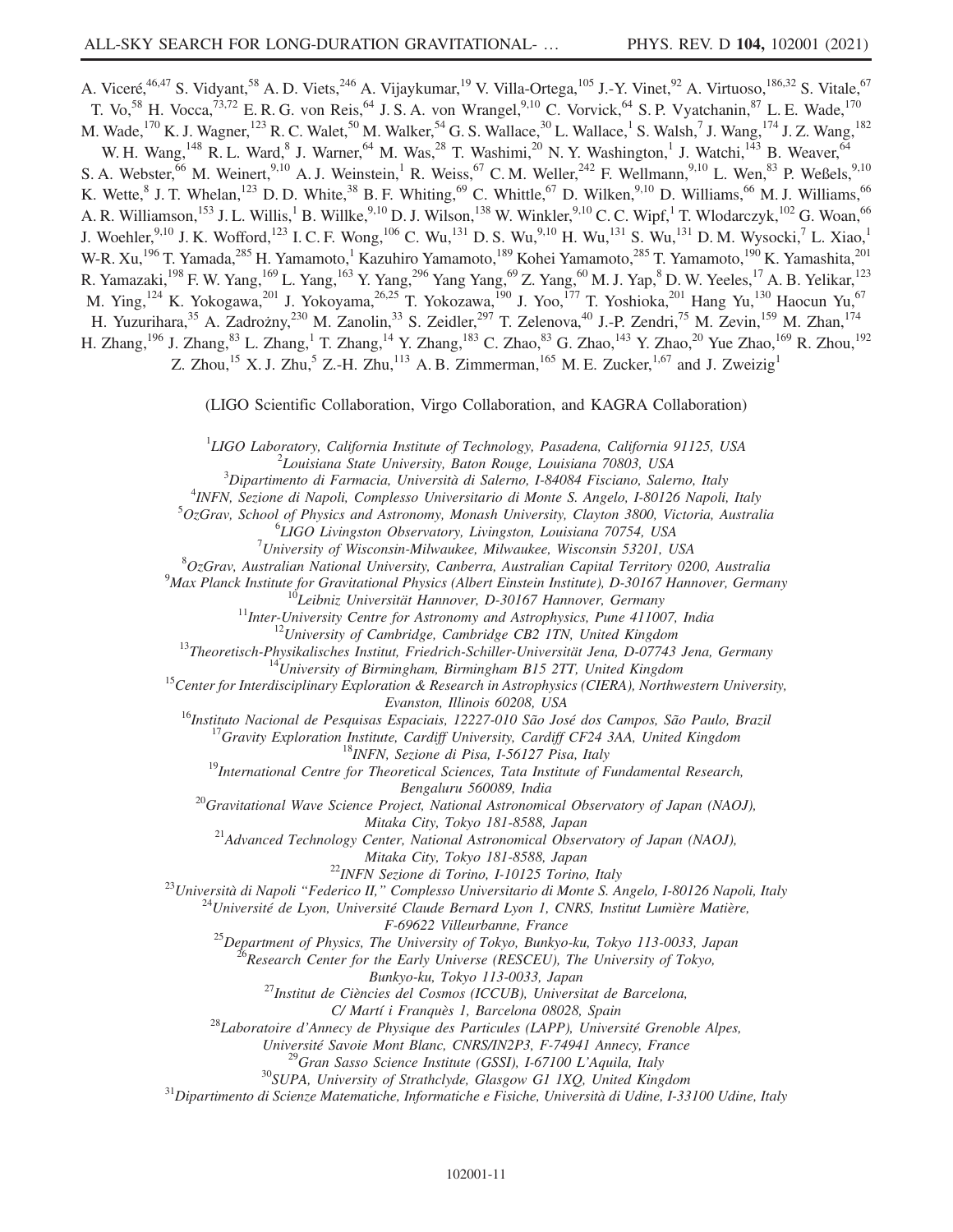A. Viceré,[46,47] S. Vidyant,[58] A. D. Viets,[246] A. Vijaykumar,[19] V. Villa-Ortega,[105] J.-Y. Vinet,[92] A. Virtuoso,[186,32] S. Vitale,[67] T. Vo,[58] H. Vocca,[73,72] E. R. G. von Reis,[64] J. S. A. von Wrangel,[9,10] C. Vorvick,[64] S. P. Vyatchanin,[87] L. E. Wade,[170] M. Wade,[170] K. J. Wagner,[123] R. C. Walet,[50] M. Walker,[54] G. S. Wallace,[30] L. Wallace,[1] S. Walsh,[7] J. Wang,[174] J. Z. Wang,[182] W. H. Wang,[148] R. L. Ward,[8] J. Warner,[64] M. Was,[28] T. Washimi,[20] N. Y. Washington,[1] J. Watchi,[143] B. Weaver,[64] S. A. Webster,[66] M. Weinert,[9,10] A. J. Weinstein,[1] R. Weiss,[67] C. M. Weller,[242] F. Wellmann,[9,10] L. Wen,[83] P. Weßels,[9,10] K. Wette,[8] J. T. Whelan,[123] D. D. White,[38] B. F. Whiting,[69] C. Whittle,[67] D. Wilken,[9,10] D. Williams,[66] M. J. Williams,[66] A. R. Williamson,[153] J. L. Willis,[1] B. Willke,[9,10] D. J. Wilson,[138] W. Winkler,[9,10] C. C. Wipf,[1] T. Wlodarczyk,[102] G. Woan,[66] J. Woehler,[9,10] J. K. Wofford,[123] I. C. F. Wong,[106] C. Wu,[131] D. S. Wu,[9,10] H. Wu,[131] S. Wu,[131] D. M. Wysocki,[7] L. Xiao,[1] W-R. Xu,[196] T. Yamada,[285] H. Yamamoto,[1] Kazuhiro Yamamoto,[189] Kohei Yamamoto,[285] T. Yamamoto,[190] K. Yamashita,[201] R. Yamazaki,[198] F. W. Yang,[169] L. Yang,[163] Y. Yang,[296] Yang Yang,[69] Z. Yang,[60] M. J. Yap,[8] D. W. Yeeles,[17] A. B. Yelikar,[123] M. Ying,[124] K. Yokogawa,[201] J. Yokoyama,[26,25] T. Yokozawa,[190] J. Yoo,[177] T. Yoshioka,[201] Hang Yu,[130] Haocun Yu,[67] H. Yuzurihara,[35] A. Zadrożny,[230] M. Zanolin,[33] S. Zeidler,[297] T. Zelenova,[40] J.-P. Zendri,[75] M. Zevin,[159] M. Zhan,[174] H. Zhang,[196] J. Zhang,[83] L. Zhang,[1] T. Zhang,[14] Y. Zhang,[183] C. Zhao,[83] G. Zhao,[143] Y. Zhao,[20] Yue Zhao,[169] R. Zhou,[192] Z. Zhou,[15] X. J. Zhu,[5] Z.-H. Zhu,[113] A. B. Zimmerman,[165] M. E. Zucker,[1,67] and J. Zweizig[1]

(LIGO Scientific Collaboration, Virgo Collaboration, and KAGRA Collaboration)

[1]*LIGO Laboratory, California Institute of Technology, Pasadena, California 91125, USA*
[2]*Louisiana State University, Baton Rouge, Louisiana 70803, USA*
[3]*Dipartimento di Farmacia, Università di Salerno, I-84084 Fisciano, Salerno, Italy*
[4]*INFN, Sezione di Napoli, Complesso Universitario di Monte S. Angelo, I-80126 Napoli, Italy*
[5]*OzGrav, School of Physics and Astronomy, Monash University, Clayton 3800, Victoria, Australia*
[6]*LIGO Livingston Observatory, Livingston, Louisiana 70754, USA*
[7]*University of Wisconsin-Milwaukee, Milwaukee, Wisconsin 53201, USA*
[8]*OzGrav, Australian National University, Canberra, Australian Capital Territory 0200, Australia*
[9]*Max Planck Institute for Gravitational Physics (Albert Einstein Institute), D-30167 Hannover, Germany*
[10]*Leibniz Universität Hannover, D-30167 Hannover, Germany*
[11]*Inter-University Centre for Astronomy and Astrophysics, Pune 411007, India*
[12]*University of Cambridge, Cambridge CB2 1TN, United Kingdom*
[13]*Theoretisch-Physikalisches Institut, Friedrich-Schiller-Universität Jena, D-07743 Jena, Germany*
[14]*University of Birmingham, Birmingham B15 2TT, United Kingdom*
[15]*Center for Interdisciplinary Exploration & Research in Astrophysics (CIERA), Northwestern University, Evanston, Illinois 60208, USA*
[16]*Instituto Nacional de Pesquisas Espaciais, 12227-010 São José dos Campos, São Paulo, Brazil*
[17]*Gravity Exploration Institute, Cardiff University, Cardiff CF24 3AA, United Kingdom*
[18]*INFN, Sezione di Pisa, I-56127 Pisa, Italy*
[19]*International Centre for Theoretical Sciences, Tata Institute of Fundamental Research, Bengaluru 560089, India*
[20]*Gravitational Wave Science Project, National Astronomical Observatory of Japan (NAOJ), Mitaka City, Tokyo 181-8588, Japan*
[21]*Advanced Technology Center, National Astronomical Observatory of Japan (NAOJ), Mitaka City, Tokyo 181-8588, Japan*
[22]*INFN Sezione di Torino, I-10125 Torino, Italy*
[23]*Università di Napoli "Federico II," Complesso Universitario di Monte S. Angelo, I-80126 Napoli, Italy*
[24]*Université de Lyon, Université Claude Bernard Lyon 1, CNRS, Institut Lumière Matière, F-69622 Villeurbanne, France*
[25]*Department of Physics, The University of Tokyo, Bunkyo-ku, Tokyo 113-0033, Japan*
[26]*Research Center for the Early Universe (RESCEU), The University of Tokyo, Bunkyo-ku, Tokyo 113-0033, Japan*
[27]*Institut de Ciències del Cosmos (ICCUB), Universitat de Barcelona, C/ Martí i Franquès 1, Barcelona 08028, Spain*
[28]*Laboratoire d'Annecy de Physique des Particules (LAPP), Université Grenoble Alpes, Université Savoie Mont Blanc, CNRS/IN2P3, F-74941 Annecy, France*
[29]*Gran Sasso Science Institute (GSSI), I-67100 L'Aquila, Italy*
[30]*SUPA, University of Strathclyde, Glasgow G1 1XQ, United Kingdom*
[31]*Dipartimento di Scienze Matematiche, Informatiche e Fisiche, Università di Udine, I-33100 Udine, Italy*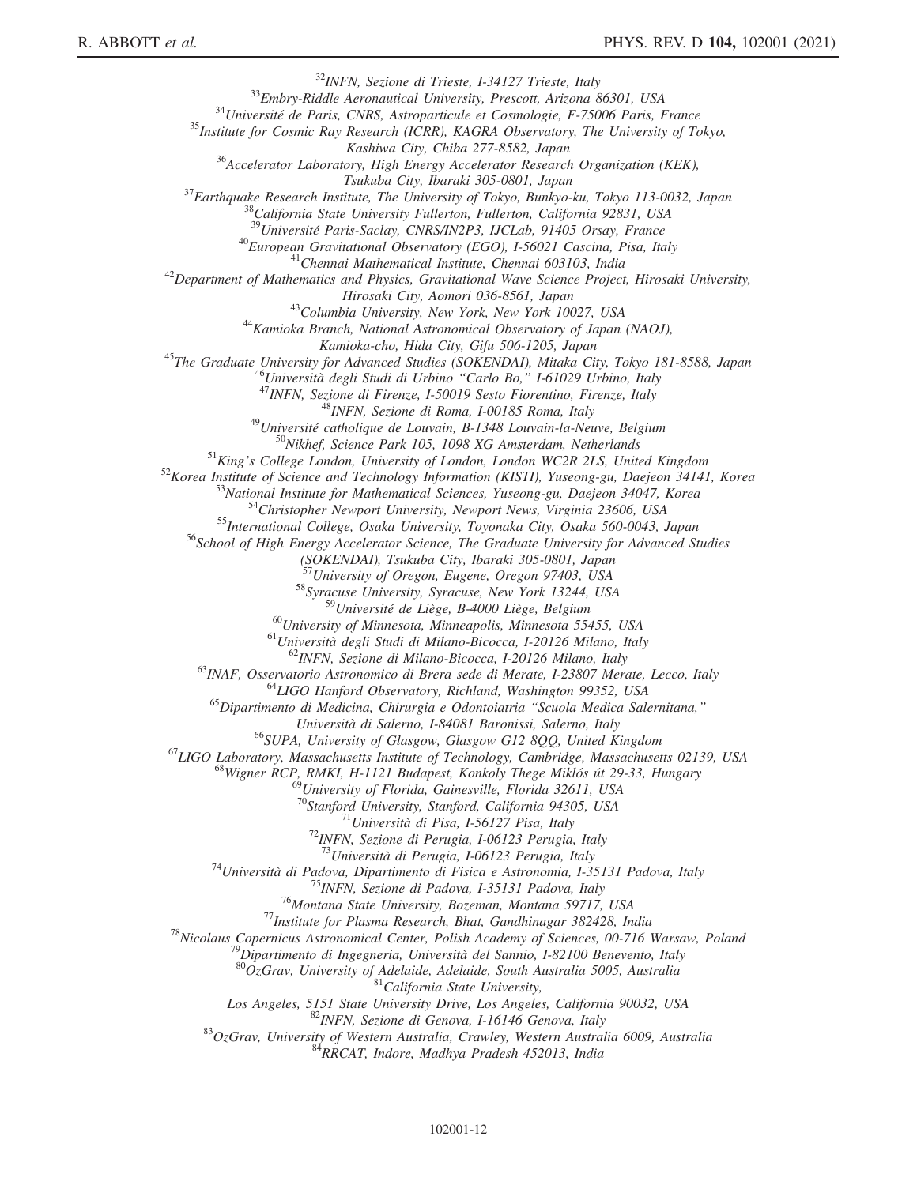[32]INFN, Sezione di Trieste, I-34127 Trieste, Italy
[33]Embry-Riddle Aeronautical University, Prescott, Arizona 86301, USA
[34]Université de Paris, CNRS, Astroparticule et Cosmologie, F-75006 Paris, France
[35]Institute for Cosmic Ray Research (ICRR), KAGRA Observatory, The University of Tokyo, Kashiwa City, Chiba 277-8582, Japan
[36]Accelerator Laboratory, High Energy Accelerator Research Organization (KEK), Tsukuba City, Ibaraki 305-0801, Japan
[37]Earthquake Research Institute, The University of Tokyo, Bunkyo-ku, Tokyo 113-0032, Japan
[38]California State University Fullerton, Fullerton, California 92831, USA
[39]Université Paris-Saclay, CNRS/IN2P3, IJCLab, 91405 Orsay, France
[40]European Gravitational Observatory (EGO), I-56021 Cascina, Pisa, Italy
[41]Chennai Mathematical Institute, Chennai 603103, India
[42]Department of Mathematics and Physics, Gravitational Wave Science Project, Hirosaki University, Hirosaki City, Aomori 036-8561, Japan
[43]Columbia University, New York, New York 10027, USA
[44]Kamioka Branch, National Astronomical Observatory of Japan (NAOJ), Kamioka-cho, Hida City, Gifu 506-1205, Japan
[45]The Graduate University for Advanced Studies (SOKENDAI), Mitaka City, Tokyo 181-8588, Japan
[46]Università degli Studi di Urbino "Carlo Bo," I-61029 Urbino, Italy
[47]INFN, Sezione di Firenze, I-50019 Sesto Fiorentino, Firenze, Italy
[48]INFN, Sezione di Roma, I-00185 Roma, Italy
[49]Université catholique de Louvain, B-1348 Louvain-la-Neuve, Belgium
[50]Nikhef, Science Park 105, 1098 XG Amsterdam, Netherlands
[51]King's College London, University of London, London WC2R 2LS, United Kingdom
[52]Korea Institute of Science and Technology Information (KISTI), Yuseong-gu, Daejeon 34141, Korea
[53]National Institute for Mathematical Sciences, Yuseong-gu, Daejeon 34047, Korea
[54]Christopher Newport University, Newport News, Virginia 23606, USA
[55]International College, Osaka University, Toyonaka City, Osaka 560-0043, Japan
[56]School of High Energy Accelerator Science, The Graduate University for Advanced Studies (SOKENDAI), Tsukuba City, Ibaraki 305-0801, Japan
[57]University of Oregon, Eugene, Oregon 97403, USA
[58]Syracuse University, Syracuse, New York 13244, USA
[59]Université de Liège, B-4000 Liège, Belgium
[60]University of Minnesota, Minneapolis, Minnesota 55455, USA
[61]Università degli Studi di Milano-Bicocca, I-20126 Milano, Italy
[62]INFN, Sezione di Milano-Bicocca, I-20126 Milano, Italy
[63]INAF, Osservatorio Astronomico di Brera sede di Merate, I-23807 Merate, Lecco, Italy
[64]LIGO Hanford Observatory, Richland, Washington 99352, USA
[65]Dipartimento di Medicina, Chirurgia e Odontoiatria "Scuola Medica Salernitana," Università di Salerno, I-84081 Baronissi, Salerno, Italy
[66]SUPA, University of Glasgow, Glasgow G12 8QQ, United Kingdom
[67]LIGO Laboratory, Massachusetts Institute of Technology, Cambridge, Massachusetts 02139, USA
[68]Wigner RCP, RMKI, H-1121 Budapest, Konkoly Thege Miklós út 29-33, Hungary
[69]University of Florida, Gainesville, Florida 32611, USA
[70]Stanford University, Stanford, California 94305, USA
[71]Università di Pisa, I-56127 Pisa, Italy
[72]INFN, Sezione di Perugia, I-06123 Perugia, Italy
[73]Università di Perugia, I-06123 Perugia, Italy
[74]Università di Padova, Dipartimento di Fisica e Astronomia, I-35131 Padova, Italy
[75]INFN, Sezione di Padova, I-35131 Padova, Italy
[76]Montana State University, Bozeman, Montana 59717, USA
[77]Institute for Plasma Research, Bhat, Gandhinagar 382428, India
[78]Nicolaus Copernicus Astronomical Center, Polish Academy of Sciences, 00-716 Warsaw, Poland
[79]Dipartimento di Ingegneria, Università del Sannio, I-82100 Benevento, Italy
[80]OzGrav, University of Adelaide, Adelaide, South Australia 5005, Australia
[81]California State University, Los Angeles, 5151 State University Drive, Los Angeles, California 90032, USA
[82]INFN, Sezione di Genova, I-16146 Genova, Italy
[83]OzGrav, University of Western Australia, Crawley, Western Australia 6009, Australia
[84]RRCAT, Indore, Madhya Pradesh 452013, India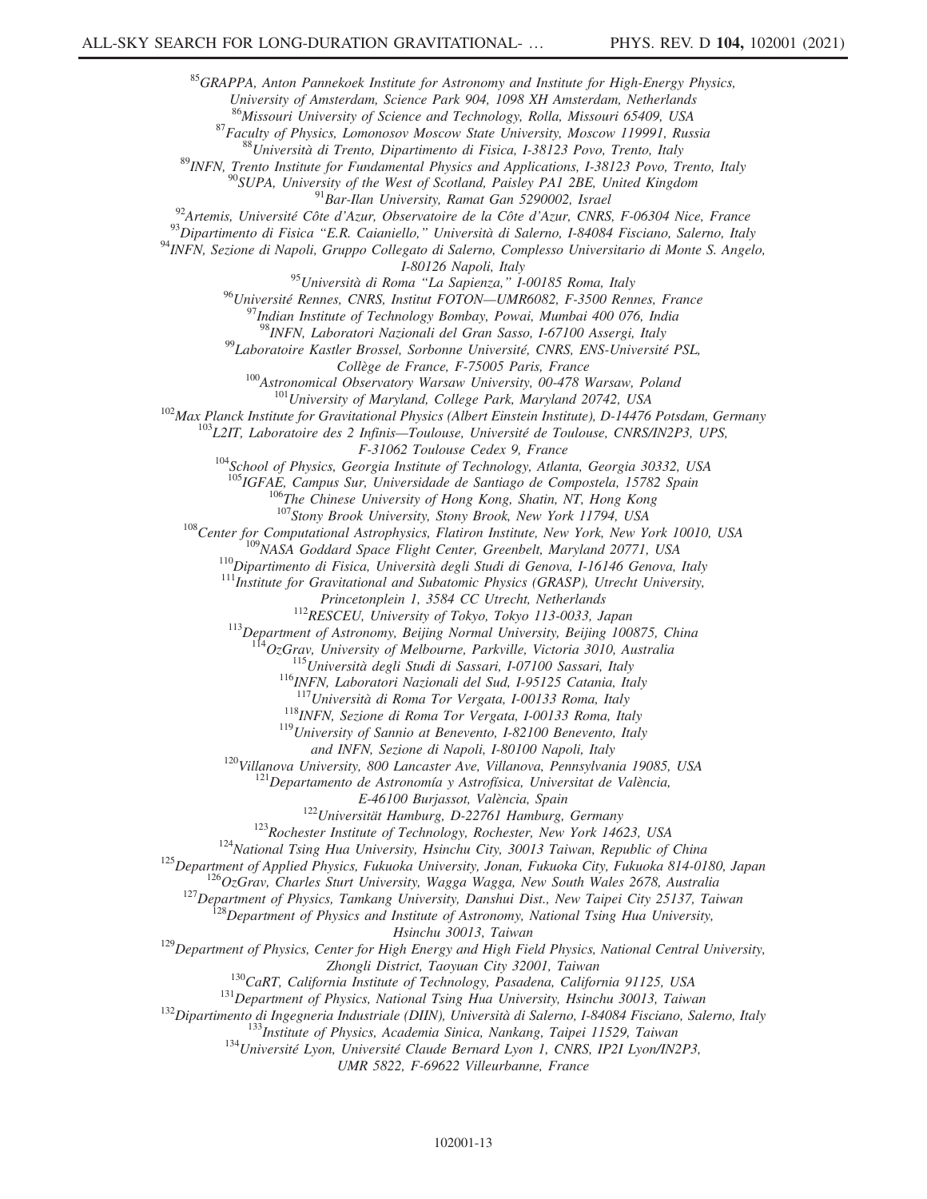[85]GRAPPA, Anton Pannekoek Institute for Astronomy and Institute for High-Energy Physics, University of Amsterdam, Science Park 904, 1098 XH Amsterdam, Netherlands
[86]Missouri University of Science and Technology, Rolla, Missouri 65409, USA
[87]Faculty of Physics, Lomonosov Moscow State University, Moscow 119991, Russia
[88]Università di Trento, Dipartimento di Fisica, I-38123 Povo, Trento, Italy
[89]INFN, Trento Institute for Fundamental Physics and Applications, I-38123 Povo, Trento, Italy
[90]SUPA, University of the West of Scotland, Paisley PA1 2BE, United Kingdom
[91]Bar-Ilan University, Ramat Gan 5290002, Israel
[92]Artemis, Université Côte d'Azur, Observatoire de la Côte d'Azur, CNRS, F-06304 Nice, France
[93]Dipartimento di Fisica "E.R. Caianiello," Università di Salerno, I-84084 Fisciano, Salerno, Italy
[94]INFN, Sezione di Napoli, Gruppo Collegato di Salerno, Complesso Universitario di Monte S. Angelo, I-80126 Napoli, Italy
[95]Università di Roma "La Sapienza," I-00185 Roma, Italy
[96]Université Rennes, CNRS, Institut FOTON—UMR6082, F-3500 Rennes, France
[97]Indian Institute of Technology Bombay, Powai, Mumbai 400 076, India
[98]INFN, Laboratori Nazionali del Gran Sasso, I-67100 Assergi, Italy
[99]Laboratoire Kastler Brossel, Sorbonne Université, CNRS, ENS-Université PSL, Collège de France, F-75005 Paris, France
[100]Astronomical Observatory Warsaw University, 00-478 Warsaw, Poland
[101]University of Maryland, College Park, Maryland 20742, USA
[102]Max Planck Institute for Gravitational Physics (Albert Einstein Institute), D-14476 Potsdam, Germany
[103]L2IT, Laboratoire des 2 Infinis—Toulouse, Université de Toulouse, CNRS/IN2P3, UPS, F-31062 Toulouse Cedex 9, France
[104]School of Physics, Georgia Institute of Technology, Atlanta, Georgia 30332, USA
[105]IGFAE, Campus Sur, Universidade de Santiago de Compostela, 15782 Spain
[106]The Chinese University of Hong Kong, Shatin, NT, Hong Kong
[107]Stony Brook University, Stony Brook, New York 11794, USA
[108]Center for Computational Astrophysics, Flatiron Institute, New York, New York 10010, USA
[109]NASA Goddard Space Flight Center, Greenbelt, Maryland 20771, USA
[110]Dipartimento di Fisica, Università degli Studi di Genova, I-16146 Genova, Italy
[111]Institute for Gravitational and Subatomic Physics (GRASP), Utrecht University, Princetonplein 1, 3584 CC Utrecht, Netherlands
[112]RESCEU, University of Tokyo, Tokyo 113-0033, Japan
[113]Department of Astronomy, Beijing Normal University, Beijing 100875, China
[114]OzGrav, University of Melbourne, Parkville, Victoria 3010, Australia
[115]Università degli Studi di Sassari, I-07100 Sassari, Italy
[116]INFN, Laboratori Nazionali del Sud, I-95125 Catania, Italy
[117]Università di Roma Tor Vergata, I-00133 Roma, Italy
[118]INFN, Sezione di Roma Tor Vergata, I-00133 Roma, Italy
[119]University of Sannio at Benevento, I-82100 Benevento, Italy and INFN, Sezione di Napoli, I-80100 Napoli, Italy
[120]Villanova University, 800 Lancaster Ave, Villanova, Pennsylvania 19085, USA
[121]Departamento de Astronomía y Astrofísica, Universitat de València, E-46100 Burjassot, València, Spain
[122]Universität Hamburg, D-22761 Hamburg, Germany
[123]Rochester Institute of Technology, Rochester, New York 14623, USA
[124]National Tsing Hua University, Hsinchu City, 30013 Taiwan, Republic of China
[125]Department of Applied Physics, Fukuoka University, Jonan, Fukuoka City, Fukuoka 814-0180, Japan
[126]OzGrav, Charles Sturt University, Wagga Wagga, New South Wales 2678, Australia
[127]Department of Physics, Tamkang University, Danshui Dist., New Taipei City 25137, Taiwan
[128]Department of Physics and Institute of Astronomy, National Tsing Hua University, Hsinchu 30013, Taiwan
[129]Department of Physics, Center for High Energy and High Field Physics, National Central University, Zhongli District, Taoyuan City 32001, Taiwan
[130]CaRT, California Institute of Technology, Pasadena, California 91125, USA
[131]Department of Physics, National Tsing Hua University, Hsinchu 30013, Taiwan
[132]Dipartimento di Ingegneria Industriale (DIIN), Università di Salerno, I-84084 Fisciano, Salerno, Italy
[133]Institute of Physics, Academia Sinica, Nankang, Taipei 11529, Taiwan
[134]Université Lyon, Université Claude Bernard Lyon 1, CNRS, IP2I Lyon/IN2P3, UMR 5822, F-69622 Villeurbanne, France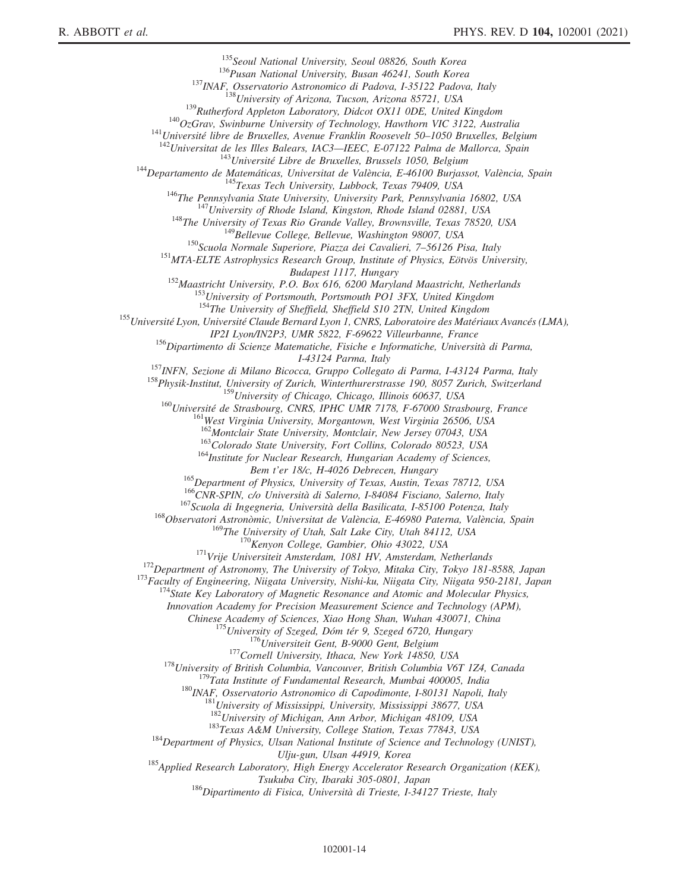[135]Seoul National University, Seoul 08826, South Korea
[136]Pusan National University, Busan 46241, South Korea
[137]INAF, Osservatorio Astronomico di Padova, I-35122 Padova, Italy
[138]University of Arizona, Tucson, Arizona 85721, USA
[139]Rutherford Appleton Laboratory, Didcot OX11 0DE, United Kingdom
[140]OzGrav, Swinburne University of Technology, Hawthorn VIC 3122, Australia
[141]Université libre de Bruxelles, Avenue Franklin Roosevelt 50–1050 Bruxelles, Belgium
[142]Universitat de les Illes Balears, IAC3—IEEC, E-07122 Palma de Mallorca, Spain
[143]Université Libre de Bruxelles, Brussels 1050, Belgium
[144]Departamento de Matemáticas, Universitat de València, E-46100 Burjassot, València, Spain
[145]Texas Tech University, Lubbock, Texas 79409, USA
[146]The Pennsylvania State University, University Park, Pennsylvania 16802, USA
[147]University of Rhode Island, Kingston, Rhode Island 02881, USA
[148]The University of Texas Rio Grande Valley, Brownsville, Texas 78520, USA
[149]Bellevue College, Bellevue, Washington 98007, USA
[150]Scuola Normale Superiore, Piazza dei Cavalieri, 7–56126 Pisa, Italy
[151]MTA-ELTE Astrophysics Research Group, Institute of Physics, Eötvös University, Budapest 1117, Hungary
[152]Maastricht University, P.O. Box 616, 6200 Maryland Maastricht, Netherlands
[153]University of Portsmouth, Portsmouth PO1 3FX, United Kingdom
[154]The University of Sheffield, Sheffield S10 2TN, United Kingdom
[155]Université Lyon, Université Claude Bernard Lyon 1, CNRS, Laboratoire des Matériaux Avancés (LMA), IP2I Lyon/IN2P3, UMR 5822, F-69622 Villeurbanne, France
[156]Dipartimento di Scienze Matematiche, Fisiche e Informatiche, Università di Parma, I-43124 Parma, Italy
[157]INFN, Sezione di Milano Bicocca, Gruppo Collegato di Parma, I-43124 Parma, Italy
[158]Physik-Institut, University of Zurich, Winterthurerstrasse 190, 8057 Zurich, Switzerland
[159]University of Chicago, Chicago, Illinois 60637, USA
[160]Université de Strasbourg, CNRS, IPHC UMR 7178, F-67000 Strasbourg, France
[161]West Virginia University, Morgantown, West Virginia 26506, USA
[162]Montclair State University, Montclair, New Jersey 07043, USA
[163]Colorado State University, Fort Collins, Colorado 80523, USA
[164]Institute for Nuclear Research, Hungarian Academy of Sciences, Bem t'er 18/c, H-4026 Debrecen, Hungary
[165]Department of Physics, University of Texas, Austin, Texas 78712, USA
[166]CNR-SPIN, c/o Università di Salerno, I-84084 Fisciano, Salerno, Italy
[167]Scuola di Ingegneria, Università della Basilicata, I-85100 Potenza, Italy
[168]Observatori Astronòmic, Universitat de València, E-46980 Paterna, València, Spain
[169]The University of Utah, Salt Lake City, Utah 84112, USA
[170]Kenyon College, Gambier, Ohio 43022, USA
[171]Vrije Universiteit Amsterdam, 1081 HV, Amsterdam, Netherlands
[172]Department of Astronomy, The University of Tokyo, Mitaka City, Tokyo 181-8588, Japan
[173]Faculty of Engineering, Niigata University, Nishi-ku, Niigata City, Niigata 950-2181, Japan
[174]State Key Laboratory of Magnetic Resonance and Atomic and Molecular Physics, Innovation Academy for Precision Measurement Science and Technology (APM), Chinese Academy of Sciences, Xiao Hong Shan, Wuhan 430071, China
[175]University of Szeged, Dóm tér 9, Szeged 6720, Hungary
[176]Universiteit Gent, B-9000 Gent, Belgium
[177]Cornell University, Ithaca, New York 14850, USA
[178]University of British Columbia, Vancouver, British Columbia V6T 1Z4, Canada
[179]Tata Institute of Fundamental Research, Mumbai 400005, India
[180]INAF, Osservatorio Astronomico di Capodimonte, I-80131 Napoli, Italy
[181]University of Mississippi, University, Mississippi 38677, USA
[182]University of Michigan, Ann Arbor, Michigan 48109, USA
[183]Texas A&M University, College Station, Texas 77843, USA
[184]Department of Physics, Ulsan National Institute of Science and Technology (UNIST), Ulju-gun, Ulsan 44919, Korea
[185]Applied Research Laboratory, High Energy Accelerator Research Organization (KEK), Tsukuba City, Ibaraki 305-0801, Japan
[186]Dipartimento di Fisica, Università di Trieste, I-34127 Trieste, Italy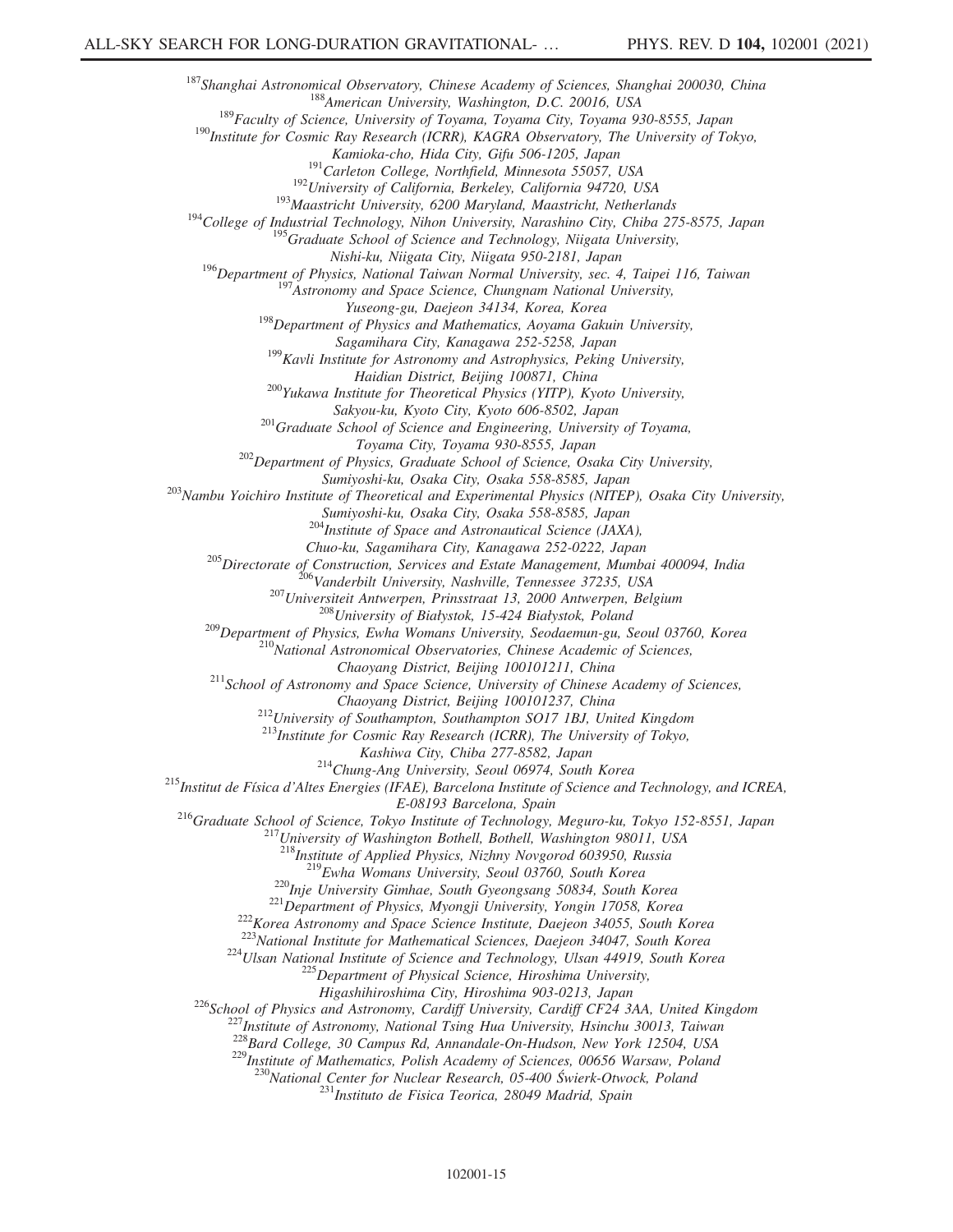[187]Shanghai Astronomical Observatory, Chinese Academy of Sciences, Shanghai 200030, China
[188]American University, Washington, D.C. 20016, USA
[189]Faculty of Science, University of Toyama, Toyama City, Toyama 930-8555, Japan
[190]Institute for Cosmic Ray Research (ICRR), KAGRA Observatory, The University of Tokyo, Kamioka-cho, Hida City, Gifu 506-1205, Japan
[191]Carleton College, Northfield, Minnesota 55057, USA
[192]University of California, Berkeley, California 94720, USA
[193]Maastricht University, 6200 Maryland, Maastricht, Netherlands
[194]College of Industrial Technology, Nihon University, Narashino City, Chiba 275-8575, Japan
[195]Graduate School of Science and Technology, Niigata University, Nishi-ku, Niigata City, Niigata 950-2181, Japan
[196]Department of Physics, National Taiwan Normal University, sec. 4, Taipei 116, Taiwan
[197]Astronomy and Space Science, Chungnam National University, Yuseong-gu, Daejeon 34134, Korea, Korea
[198]Department of Physics and Mathematics, Aoyama Gakuin University, Sagamihara City, Kanagawa 252-5258, Japan
[199]Kavli Institute for Astronomy and Astrophysics, Peking University, Haidian District, Beijing 100871, China
[200]Yukawa Institute for Theoretical Physics (YITP), Kyoto University, Sakyou-ku, Kyoto City, Kyoto 606-8502, Japan
[201]Graduate School of Science and Engineering, University of Toyama, Toyama City, Toyama 930-8555, Japan
[202]Department of Physics, Graduate School of Science, Osaka City University, Sumiyoshi-ku, Osaka City, Osaka 558-8585, Japan
[203]Nambu Yoichiro Institute of Theoretical and Experimental Physics (NITEP), Osaka City University, Sumiyoshi-ku, Osaka City, Osaka 558-8585, Japan
[204]Institute of Space and Astronautical Science (JAXA), Chuo-ku, Sagamihara City, Kanagawa 252-0222, Japan
[205]Directorate of Construction, Services and Estate Management, Mumbai 400094, India
[206]Vanderbilt University, Nashville, Tennessee 37235, USA
[207]Universiteit Antwerpen, Prinsstraat 13, 2000 Antwerpen, Belgium
[208]University of Białystok, 15-424 Białystok, Poland
[209]Department of Physics, Ewha Womans University, Seodaemun-gu, Seoul 03760, Korea
[210]National Astronomical Observatories, Chinese Academic of Sciences, Chaoyang District, Beijing 100101211, China
[211]School of Astronomy and Space Science, University of Chinese Academy of Sciences, Chaoyang District, Beijing 100101237, China
[212]University of Southampton, Southampton SO17 1BJ, United Kingdom
[213]Institute for Cosmic Ray Research (ICRR), The University of Tokyo, Kashiwa City, Chiba 277-8582, Japan
[214]Chung-Ang University, Seoul 06974, South Korea
[215]Institut de Física d'Altes Energies (IFAE), Barcelona Institute of Science and Technology, and ICREA, E-08193 Barcelona, Spain
[216]Graduate School of Science, Tokyo Institute of Technology, Meguro-ku, Tokyo 152-8551, Japan
[217]University of Washington Bothell, Bothell, Washington 98011, USA
[218]Institute of Applied Physics, Nizhny Novgorod 603950, Russia
[219]Ewha Womans University, Seoul 03760, South Korea
[220]Inje University Gimhae, South Gyeongsang 50834, South Korea
[221]Department of Physics, Myongji University, Yongin 17058, Korea
[222]Korea Astronomy and Space Science Institute, Daejeon 34055, South Korea
[223]National Institute for Mathematical Sciences, Daejeon 34047, South Korea
[224]Ulsan National Institute of Science and Technology, Ulsan 44919, South Korea
[225]Department of Physical Science, Hiroshima University, Higashihiroshima City, Hiroshima 903-0213, Japan
[226]School of Physics and Astronomy, Cardiff University, Cardiff CF24 3AA, United Kingdom
[227]Institute of Astronomy, National Tsing Hua University, Hsinchu 30013, Taiwan
[228]Bard College, 30 Campus Rd, Annandale-On-Hudson, New York 12504, USA
[229]Institute of Mathematics, Polish Academy of Sciences, 00656 Warsaw, Poland
[230]National Center for Nuclear Research, 05-400 Świerk-Otwock, Poland
[231]Instituto de Fisica Teorica, 28049 Madrid, Spain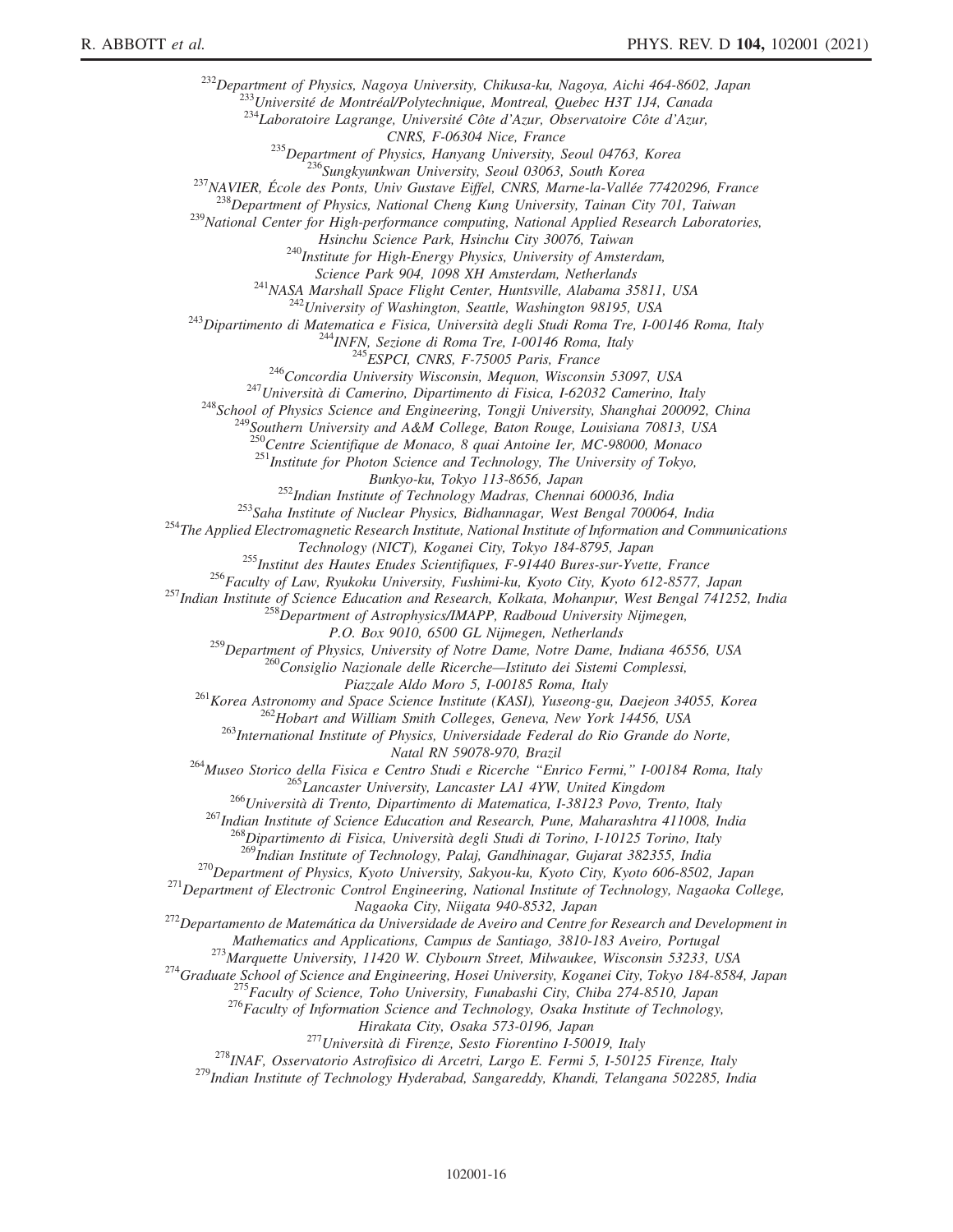[232]*Department of Physics, Nagoya University, Chikusa-ku, Nagoya, Aichi 464-8602, Japan*
[233]*Université de Montréal/Polytechnique, Montreal, Quebec H3T 1J4, Canada*
[234]*Laboratoire Lagrange, Université Côte d'Azur, Observatoire Côte d'Azur, CNRS, F-06304 Nice, France*
[235]*Department of Physics, Hanyang University, Seoul 04763, Korea*
[236]*Sungkyunkwan University, Seoul 03063, South Korea*
[237]*NAVIER, École des Ponts, Univ Gustave Eiffel, CNRS, Marne-la-Vallée 77420296, France*
[238]*Department of Physics, National Cheng Kung University, Tainan City 701, Taiwan*
[239]*National Center for High-performance computing, National Applied Research Laboratories, Hsinchu Science Park, Hsinchu City 30076, Taiwan*
[240]*Institute for High-Energy Physics, University of Amsterdam, Science Park 904, 1098 XH Amsterdam, Netherlands*
[241]*NASA Marshall Space Flight Center, Huntsville, Alabama 35811, USA*
[242]*University of Washington, Seattle, Washington 98195, USA*
[243]*Dipartimento di Matematica e Fisica, Università degli Studi Roma Tre, I-00146 Roma, Italy*
[244]*INFN, Sezione di Roma Tre, I-00146 Roma, Italy*
[245]*ESPCI, CNRS, F-75005 Paris, France*
[246]*Concordia University Wisconsin, Mequon, Wisconsin 53097, USA*
[247]*Università di Camerino, Dipartimento di Fisica, I-62032 Camerino, Italy*
[248]*School of Physics Science and Engineering, Tongji University, Shanghai 200092, China*
[249]*Southern University and A&M College, Baton Rouge, Louisiana 70813, USA*
[250]*Centre Scientifique de Monaco, 8 quai Antoine Ier, MC-98000, Monaco*
[251]*Institute for Photon Science and Technology, The University of Tokyo, Bunkyo-ku, Tokyo 113-8656, Japan*
[252]*Indian Institute of Technology Madras, Chennai 600036, India*
[253]*Saha Institute of Nuclear Physics, Bidhannagar, West Bengal 700064, India*
[254]*The Applied Electromagnetic Research Institute, National Institute of Information and Communications Technology (NICT), Koganei City, Tokyo 184-8795, Japan*
[255]*Institut des Hautes Etudes Scientifiques, F-91440 Bures-sur-Yvette, France*
[256]*Faculty of Law, Ryukoku University, Fushimi-ku, Kyoto City, Kyoto 612-8577, Japan*
[257]*Indian Institute of Science Education and Research, Kolkata, Mohanpur, West Bengal 741252, India*
[258]*Department of Astrophysics/IMAPP, Radboud University Nijmegen, P.O. Box 9010, 6500 GL Nijmegen, Netherlands*
[259]*Department of Physics, University of Notre Dame, Notre Dame, Indiana 46556, USA*
[260]*Consiglio Nazionale delle Ricerche—Istituto dei Sistemi Complessi, Piazzale Aldo Moro 5, I-00185 Roma, Italy*
[261]*Korea Astronomy and Space Science Institute (KASI), Yuseong-gu, Daejeon 34055, Korea*
[262]*Hobart and William Smith Colleges, Geneva, New York 14456, USA*
[263]*International Institute of Physics, Universidade Federal do Rio Grande do Norte, Natal RN 59078-970, Brazil*
[264]*Museo Storico della Fisica e Centro Studi e Ricerche "Enrico Fermi," I-00184 Roma, Italy*
[265]*Lancaster University, Lancaster LA1 4YW, United Kingdom*
[266]*Università di Trento, Dipartimento di Matematica, I-38123 Povo, Trento, Italy*
[267]*Indian Institute of Science Education and Research, Pune, Maharashtra 411008, India*
[268]*Dipartimento di Fisica, Università degli Studi di Torino, I-10125 Torino, Italy*
[269]*Indian Institute of Technology, Palaj, Gandhinagar, Gujarat 382355, India*
[270]*Department of Physics, Kyoto University, Sakyou-ku, Kyoto City, Kyoto 606-8502, Japan*
[271]*Department of Electronic Control Engineering, National Institute of Technology, Nagaoka College, Nagaoka City, Niigata 940-8532, Japan*
[272]*Departamento de Matemática da Universidade de Aveiro and Centre for Research and Development in Mathematics and Applications, Campus de Santiago, 3810-183 Aveiro, Portugal*
[273]*Marquette University, 11420 W. Clybourn Street, Milwaukee, Wisconsin 53233, USA*
[274]*Graduate School of Science and Engineering, Hosei University, Koganei City, Tokyo 184-8584, Japan*
[275]*Faculty of Science, Toho University, Funabashi City, Chiba 274-8510, Japan*
[276]*Faculty of Information Science and Technology, Osaka Institute of Technology, Hirakata City, Osaka 573-0196, Japan*
[277]*Università di Firenze, Sesto Fiorentino I-50019, Italy*
[278]*INAF, Osservatorio Astrofisico di Arcetri, Largo E. Fermi 5, I-50125 Firenze, Italy*
[279]*Indian Institute of Technology Hyderabad, Sangareddy, Khandi, Telangana 502285, India*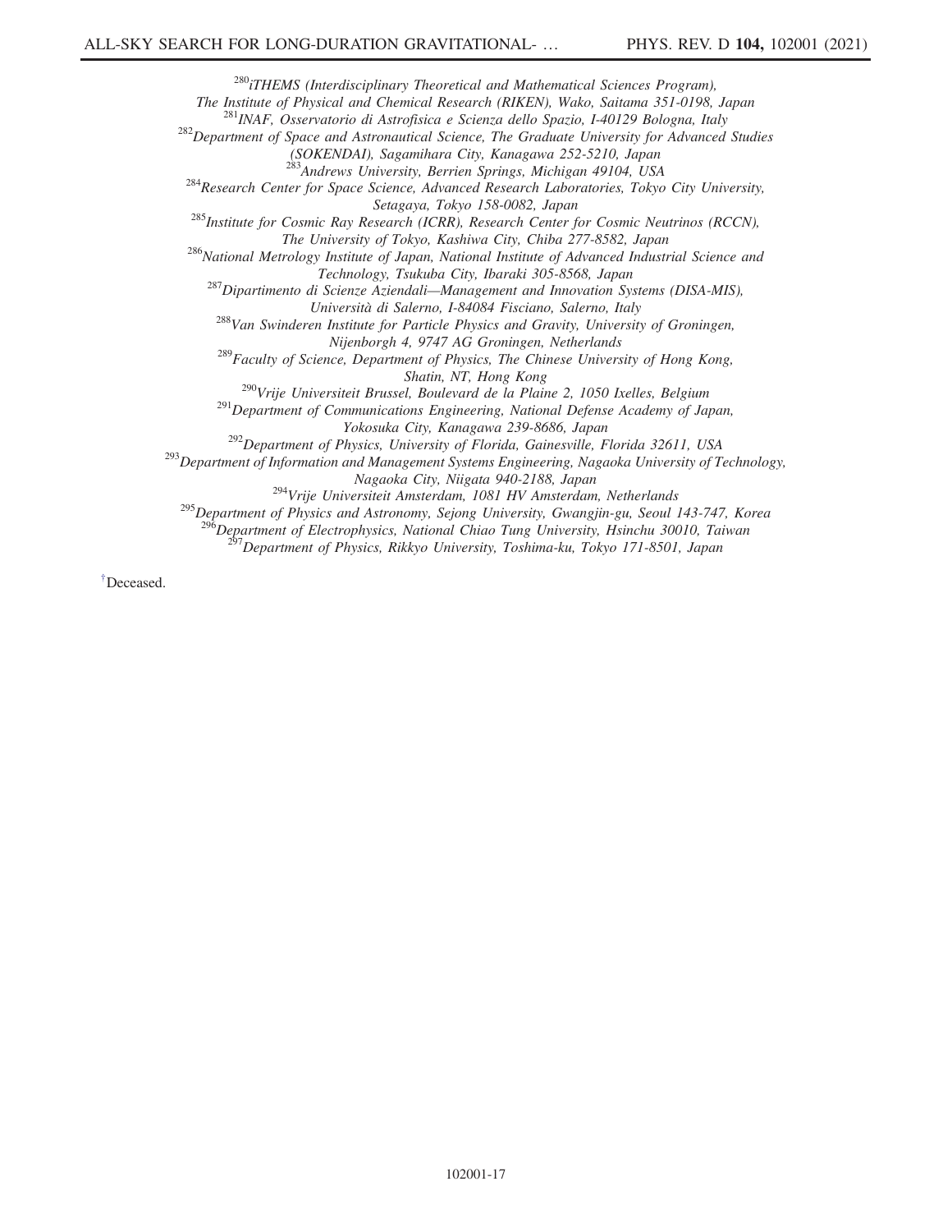[280]iTHEMS (Interdisciplinary Theoretical and Mathematical Sciences Program), The Institute of Physical and Chemical Research (RIKEN), Wako, Saitama 351-0198, Japan

[281]INAF, Osservatorio di Astrofisica e Scienza dello Spazio, I-40129 Bologna, Italy

[282]Department of Space and Astronautical Science, The Graduate University for Advanced Studies (SOKENDAI), Sagamihara City, Kanagawa 252-5210, Japan

[283]Andrews University, Berrien Springs, Michigan 49104, USA

[284]Research Center for Space Science, Advanced Research Laboratories, Tokyo City University, Setagaya, Tokyo 158-0082, Japan

[285]Institute for Cosmic Ray Research (ICRR), Research Center for Cosmic Neutrinos (RCCN), The University of Tokyo, Kashiwa City, Chiba 277-8582, Japan

[286]National Metrology Institute of Japan, National Institute of Advanced Industrial Science and Technology, Tsukuba City, Ibaraki 305-8568, Japan

[287]Dipartimento di Scienze Aziendali—Management and Innovation Systems (DISA-MIS), Università di Salerno, I-84084 Fisciano, Salerno, Italy

[288]Van Swinderen Institute for Particle Physics and Gravity, University of Groningen, Nijenborgh 4, 9747 AG Groningen, Netherlands

[289]Faculty of Science, Department of Physics, The Chinese University of Hong Kong, Shatin, NT, Hong Kong

[290]Vrije Universiteit Brussel, Boulevard de la Plaine 2, 1050 Ixelles, Belgium

[291]Department of Communications Engineering, National Defense Academy of Japan, Yokosuka City, Kanagawa 239-8686, Japan

[292]Department of Physics, University of Florida, Gainesville, Florida 32611, USA

[293]Department of Information and Management Systems Engineering, Nagaoka University of Technology, Nagaoka City, Niigata 940-2188, Japan

[294]Vrije Universiteit Amsterdam, 1081 HV Amsterdam, Netherlands

[295]Department of Physics and Astronomy, Sejong University, Gwangjin-gu, Seoul 143-747, Korea

[296]Department of Electrophysics, National Chiao Tung University, Hsinchu 30010, Taiwan

[297]Department of Physics, Rikkyo University, Toshima-ku, Tokyo 171-8501, Japan

[†]Deceased.